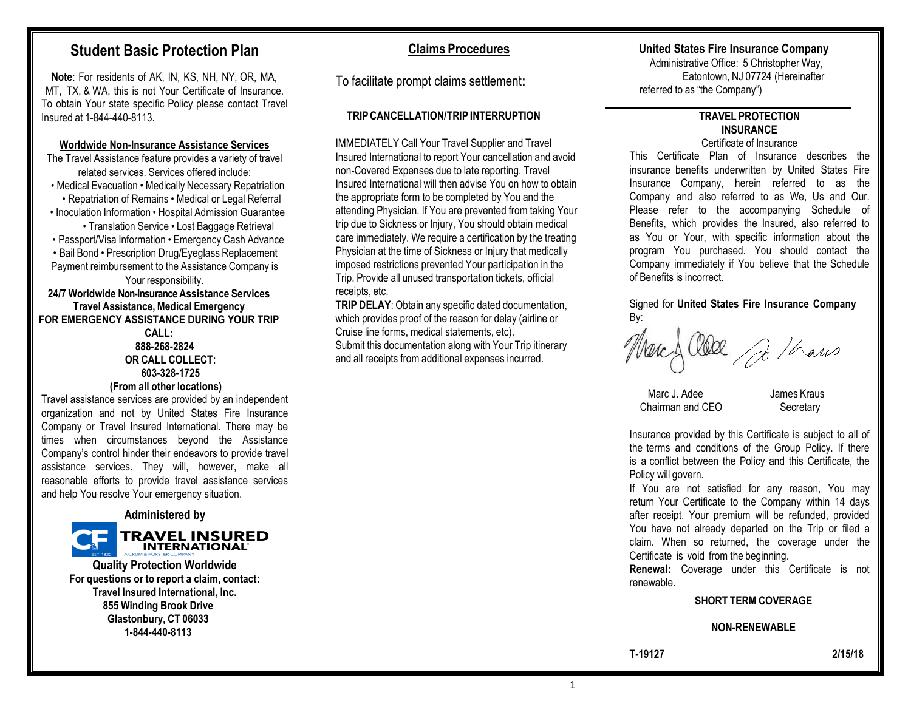# Student Basic Protection Plan

**Note**: For residents of AK, IN, KS, NH, NY, OR, MA, MT, TX, & WA, this is not Your Certificate of Insurance. To obtain Your state specific Policy please contact Travel Insured at 1-844-440-8113.

## Worldwide Non-Insurance Assistance Services

The Travel Assistance feature provides a variety of travel related services. Services offered include:

• Medical Evacuation • Medically Necessary Repatriation • Repatriation of Remains • Medical or Legal Referral • Inoculation Information • Hospital Admission Guarantee • Translation Service • Lost Baggage Retrieval • Passport/Visa Information • Emergency Cash Advance • Bail Bond • Prescription Drug/Eyeglass Replacement

Payment reimbursement to the Assistance Company is Your responsibility.

**24/7 Worldwide Non-Insurance Assistance Services**
**Travel Assistance, Medical Emergency**
**FOR EMERGENCY ASSISTANCE DURING YOUR TRIP CALL:**
**888-268-2824**
**OR CALL COLLECT:**
**603-328-1725**
**(From all other locations)**

Travel assistance services are provided by an independent organization and not by United States Fire Insurance Company or Travel Insured International. There may be times when circumstances beyond the Assistance Company's control hinder their endeavors to provide travel assistance services. They will, however, make all reasonable efforts to provide travel assistance services and help You resolve Your emergency situation.

**Administered by**

TRAVEL INSURED INTERNATIONAL
A CRUM & FORSTER COMPANY

**Quality Protection Worldwide**
**For questions or to report a claim, contact:**
**Travel Insured International, Inc.**
**855 Winding Brook Drive**
**Glastonbury, CT 06033**
**1-844-440-8113**

## Claims Procedures

To facilitate prompt claims settlement**:**

### TRIP CANCELLATION/TRIP INTERRUPTION

IMMEDIATELY Call Your Travel Supplier and Travel Insured International to report Your cancellation and avoid non-Covered Expenses due to late reporting. Travel Insured International will then advise You on how to obtain the appropriate form to be completed by You and the attending Physician. If You are prevented from taking Your trip due to Sickness or Injury, You should obtain medical care immediately. We require a certification by the treating Physician at the time of Sickness or Injury that medically imposed restrictions prevented Your participation in the Trip. Provide all unused transportation tickets, official receipts, etc.

**TRIP DELAY**: Obtain any specific dated documentation, which provides proof of the reason for delay (airline or Cruise line forms, medical statements, etc).
Submit this documentation along with Your Trip itinerary and all receipts from additional expenses incurred.

**United States Fire Insurance Company**
Administrative Office: 5 Christopher Way, Eatontown, NJ 07724 (Hereinafter referred to as "the Company")

## TRAVEL PROTECTION INSURANCE

Certificate of Insurance

This Certificate Plan of Insurance describes the insurance benefits underwritten by United States Fire Insurance Company, herein referred to as the Company and also referred to as We, Us and Our. Please refer to the accompanying Schedule of Benefits, which provides the Insured, also referred to as You or Your, with specific information about the program You purchased. You should contact the Company immediately if You believe that the Schedule of Benefits is incorrect.

Signed for **United States Fire Insurance Company**
By:

Marc J. Adee
Chairman and CEO

James Kraus
Secretary

Insurance provided by this Certificate is subject to all of the terms and conditions of the Group Policy. If there is a conflict between the Policy and this Certificate, the Policy will govern.

If You are not satisfied for any reason, You may return Your Certificate to the Company within 14 days after receipt. Your premium will be refunded, provided You have not already departed on the Trip or filed a claim. When so returned, the coverage under the Certificate is void from the beginning.

**Renewal:** Coverage under this Certificate is not renewable.

**SHORT TERM COVERAGE**

**NON-RENEWABLE**

**T-19127** **2/15/18**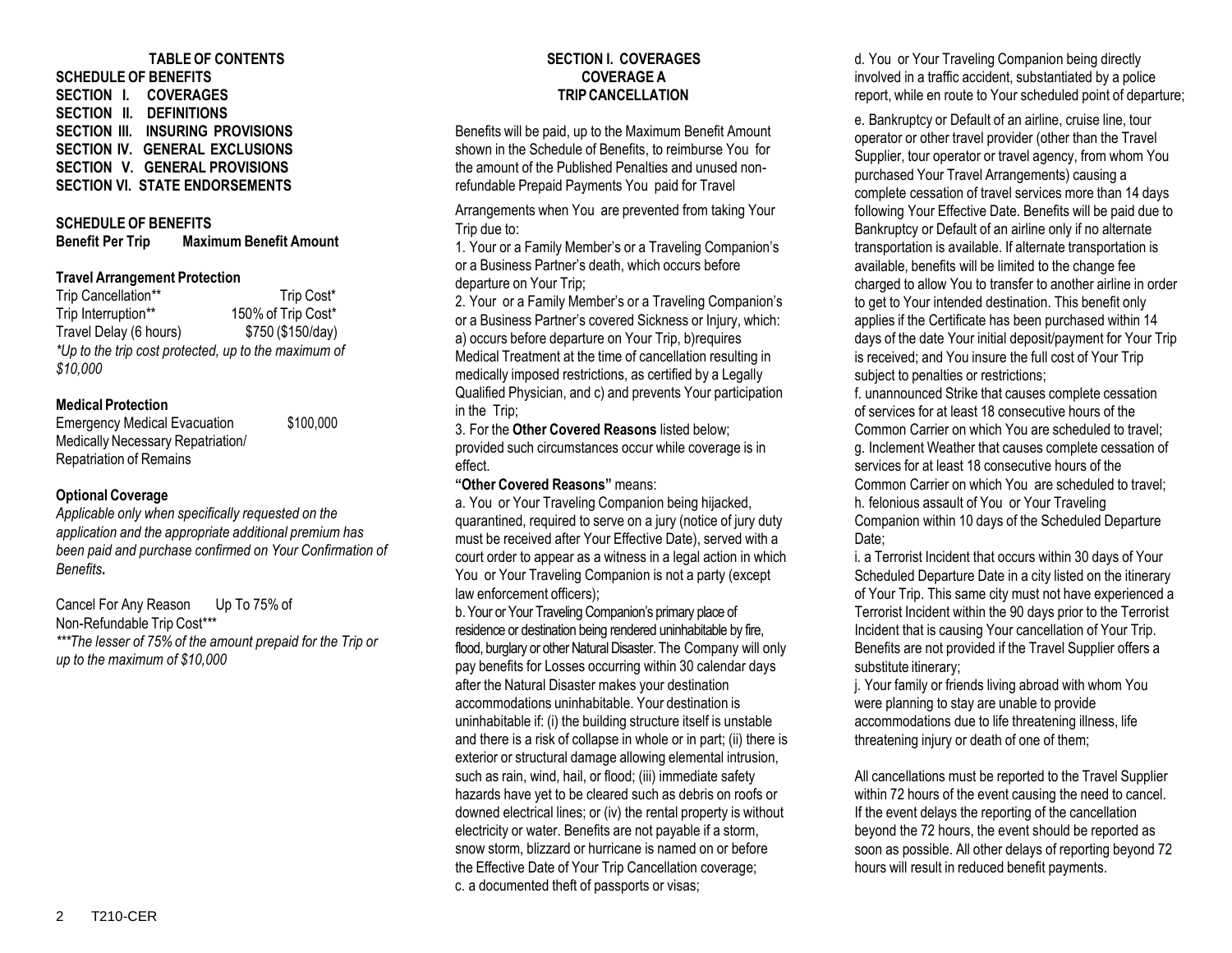**TABLE OF CONTENTS**

**SCHEDULE OF BENEFITS**
**SECTION I. COVERAGES**
**SECTION II. DEFINITIONS**
**SECTION III. INSURING PROVISIONS**
**SECTION IV. GENERAL EXCLUSIONS**
**SECTION V. GENERAL PROVISIONS**
**SECTION VI. STATE ENDORSEMENTS**

## SCHEDULE OF BENEFITS

| Benefit Per Trip | Maximum Benefit Amount |
|---|---|
| **Travel Arrangement Protection** | |
| Trip Cancellation** | Trip Cost* |
| Trip Interruption** | 150% of Trip Cost* |
| Travel Delay (6 hours) | $750 ($150/day) |

*\*Up to the trip cost protected, up to the maximum of $10,000*

| **Medical Protection** | |
|---|---|
| Emergency Medical Evacuation Medically Necessary Repatriation/ Repatriation of Remains | $100,000 |

**Optional Coverage**

*Applicable only when specifically requested on the application and the appropriate additional premium has been paid and purchase confirmed on Your Confirmation of Benefits.*

Cancel For Any Reason Up To 75% of Non-Refundable Trip Cost***

*\*\*\*The lesser of 75% of the amount prepaid for the Trip or up to the maximum of $10,000*

## SECTION I. COVERAGES
## COVERAGE A
## TRIP CANCELLATION

Benefits will be paid, up to the Maximum Benefit Amount shown in the Schedule of Benefits, to reimburse You for the amount of the Published Penalties and unused non-refundable Prepaid Payments You paid for Travel Arrangements when You are prevented from taking Your Trip due to:

1. Your or a Family Member's or a Traveling Companion's or a Business Partner's death, which occurs before departure on Your Trip;
2. Your or a Family Member's or a Traveling Companion's or a Business Partner's covered Sickness or Injury, which: a) occurs before departure on Your Trip, b)requires Medical Treatment at the time of cancellation resulting in medically imposed restrictions, as certified by a Legally Qualified Physician, and c) and prevents Your participation in the Trip;
3. For the **Other Covered Reasons** listed below; provided such circumstances occur while coverage is in effect.

**"Other Covered Reasons"** means:

a. You or Your Traveling Companion being hijacked, quarantined, required to serve on a jury (notice of jury duty must be received after Your Effective Date), served with a court order to appear as a witness in a legal action in which You or Your Traveling Companion is not a party (except law enforcement officers);

b. Your or Your Traveling Companion's primary place of residence or destination being rendered uninhabitable by fire, flood, burglary or other Natural Disaster. The Company will only pay benefits for Losses occurring within 30 calendar days after the Natural Disaster makes your destination accommodations uninhabitable. Your destination is uninhabitable if: (i) the building structure itself is unstable and there is a risk of collapse in whole or in part; (ii) there is exterior or structural damage allowing elemental intrusion, such as rain, wind, hail, or flood; (iii) immediate safety hazards have yet to be cleared such as debris on roofs or downed electrical lines; or (iv) the rental property is without electricity or water. Benefits are not payable if a storm, snow storm, blizzard or hurricane is named on or before the Effective Date of Your Trip Cancellation coverage;

c. a documented theft of passports or visas;

d. You or Your Traveling Companion being directly involved in a traffic accident, substantiated by a police report, while en route to Your scheduled point of departure;

e. Bankruptcy or Default of an airline, cruise line, tour operator or other travel provider (other than the Travel Supplier, tour operator or travel agency, from whom You purchased Your Travel Arrangements) causing a complete cessation of travel services more than 14 days following Your Effective Date. Benefits will be paid due to Bankruptcy or Default of an airline only if no alternate transportation is available. If alternate transportation is available, benefits will be limited to the change fee charged to allow You to transfer to another airline in order to get to Your intended destination. This benefit only applies if the Certificate has been purchased within 14 days of the date Your initial deposit/payment for Your Trip is received; and You insure the full cost of Your Trip subject to penalties or restrictions;

f. unannounced Strike that causes complete cessation of services for at least 18 consecutive hours of the Common Carrier on which You are scheduled to travel;

g. Inclement Weather that causes complete cessation of services for at least 18 consecutive hours of the Common Carrier on which You are scheduled to travel;

h. felonious assault of You or Your Traveling Companion within 10 days of the Scheduled Departure Date;

i. a Terrorist Incident that occurs within 30 days of Your Scheduled Departure Date in a city listed on the itinerary of Your Trip. This same city must not have experienced a Terrorist Incident within the 90 days prior to the Terrorist Incident that is causing Your cancellation of Your Trip. Benefits are not provided if the Travel Supplier offers a substitute itinerary;

j. Your family or friends living abroad with whom You were planning to stay are unable to provide accommodations due to life threatening illness, life threatening injury or death of one of them;

All cancellations must be reported to the Travel Supplier within 72 hours of the event causing the need to cancel. If the event delays the reporting of the cancellation beyond the 72 hours, the event should be reported as soon as possible. All other delays of reporting beyond 72 hours will result in reduced benefit payments.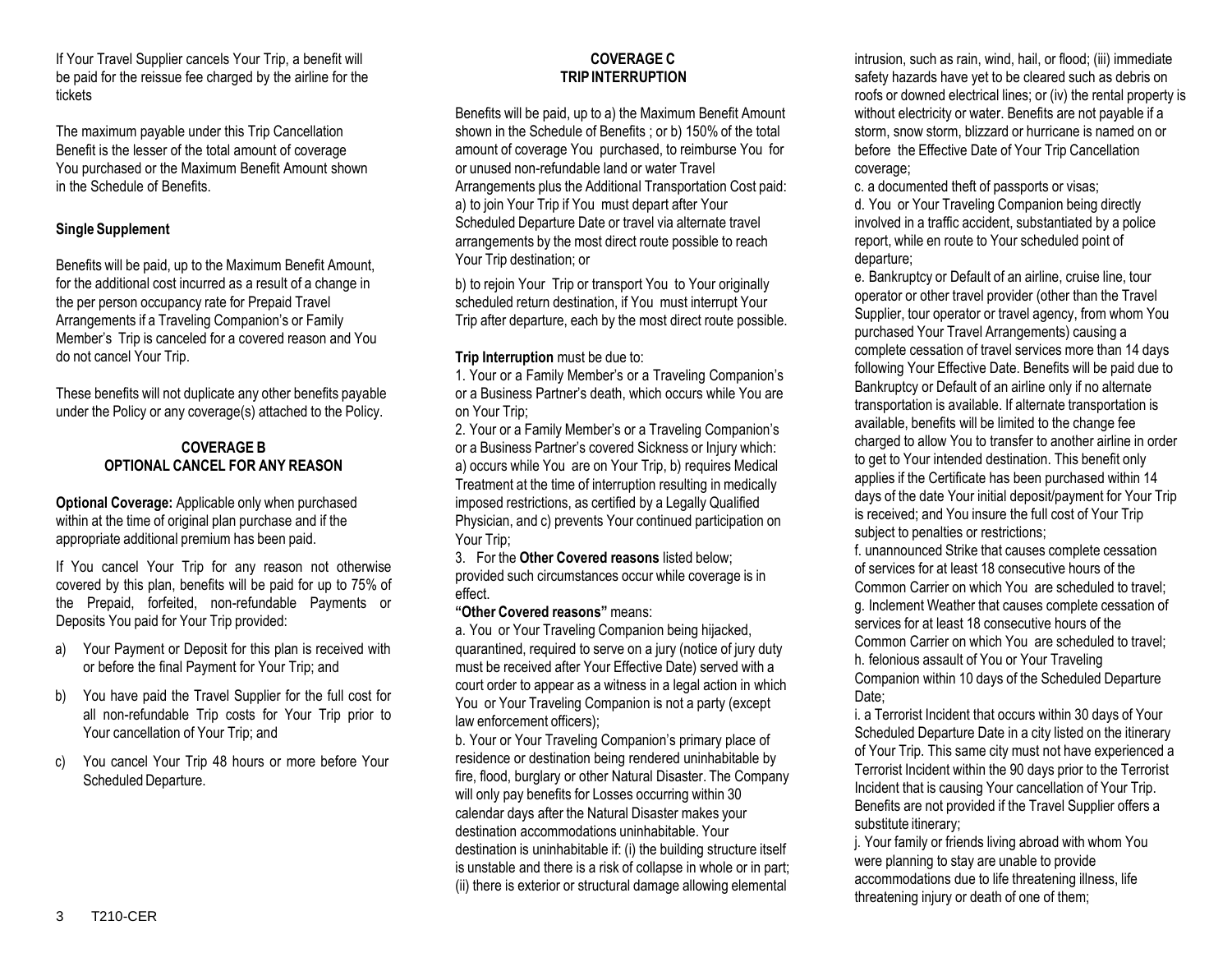If Your Travel Supplier cancels Your Trip, a benefit will be paid for the reissue fee charged by the airline for the tickets

The maximum payable under this Trip Cancellation Benefit is the lesser of the total amount of coverage You purchased or the Maximum Benefit Amount shown in the Schedule of Benefits.

**Single Supplement**

Benefits will be paid, up to the Maximum Benefit Amount, for the additional cost incurred as a result of a change in the per person occupancy rate for Prepaid Travel Arrangements if a Traveling Companion's or Family Member's Trip is canceled for a covered reason and You do not cancel Your Trip.

These benefits will not duplicate any other benefits payable under the Policy or any coverage(s) attached to the Policy.

## COVERAGE B
## OPTIONAL CANCEL FOR ANY REASON

**Optional Coverage:** Applicable only when purchased within at the time of original plan purchase and if the appropriate additional premium has been paid.

If You cancel Your Trip for any reason not otherwise covered by this plan, benefits will be paid for up to 75% of the Prepaid, forfeited, non-refundable Payments or Deposits You paid for Your Trip provided:

a) Your Payment or Deposit for this plan is received with or before the final Payment for Your Trip; and

b) You have paid the Travel Supplier for the full cost for all non-refundable Trip costs for Your Trip prior to Your cancellation of Your Trip; and

c) You cancel Your Trip 48 hours or more before Your Scheduled Departure.

## COVERAGE C
## TRIP INTERRUPTION

Benefits will be paid, up to a) the Maximum Benefit Amount shown in the Schedule of Benefits ; or b) 150% of the total amount of coverage You purchased, to reimburse You for or unused non-refundable land or water Travel Arrangements plus the Additional Transportation Cost paid: a) to join Your Trip if You must depart after Your Scheduled Departure Date or travel via alternate travel arrangements by the most direct route possible to reach Your Trip destination; or

b) to rejoin Your Trip or transport You to Your originally scheduled return destination, if You must interrupt Your Trip after departure, each by the most direct route possible.

**Trip Interruption** must be due to:

1. Your or a Family Member's or a Traveling Companion's or a Business Partner's death, which occurs while You are on Your Trip;
2. Your or a Family Member's or a Traveling Companion's or a Business Partner's covered Sickness or Injury which: a) occurs while You are on Your Trip, b) requires Medical Treatment at the time of interruption resulting in medically imposed restrictions, as certified by a Legally Qualified Physician, and c) prevents Your continued participation on Your Trip;
3. For the **Other Covered reasons** listed below; provided such circumstances occur while coverage is in effect.

**"Other Covered reasons"** means:

a. You or Your Traveling Companion being hijacked, quarantined, required to serve on a jury (notice of jury duty must be received after Your Effective Date) served with a court order to appear as a witness in a legal action in which You or Your Traveling Companion is not a party (except law enforcement officers);

b. Your or Your Traveling Companion's primary place of residence or destination being rendered uninhabitable by fire, flood, burglary or other Natural Disaster. The Company will only pay benefits for Losses occurring within 30 calendar days after the Natural Disaster makes your destination accommodations uninhabitable. Your destination is uninhabitable if: (i) the building structure itself is unstable and there is a risk of collapse in whole or in part; (ii) there is exterior or structural damage allowing elemental intrusion, such as rain, wind, hail, or flood; (iii) immediate safety hazards have yet to be cleared such as debris on roofs or downed electrical lines; or (iv) the rental property is without electricity or water. Benefits are not payable if a storm, snow storm, blizzard or hurricane is named on or before the Effective Date of Your Trip Cancellation coverage;

c. a documented theft of passports or visas;

d. You or Your Traveling Companion being directly involved in a traffic accident, substantiated by a police report, while en route to Your scheduled point of departure;

e. Bankruptcy or Default of an airline, cruise line, tour operator or other travel provider (other than the Travel Supplier, tour operator or travel agency, from whom You purchased Your Travel Arrangements) causing a complete cessation of travel services more than 14 days following Your Effective Date. Benefits will be paid due to Bankruptcy or Default of an airline only if no alternate transportation is available. If alternate transportation is available, benefits will be limited to the change fee charged to allow You to transfer to another airline in order to get to Your intended destination. This benefit only applies if the Certificate has been purchased within 14 days of the date Your initial deposit/payment for Your Trip is received; and You insure the full cost of Your Trip subject to penalties or restrictions;

f. unannounced Strike that causes complete cessation of services for at least 18 consecutive hours of the Common Carrier on which You are scheduled to travel;

g. Inclement Weather that causes complete cessation of services for at least 18 consecutive hours of the Common Carrier on which You are scheduled to travel;

h. felonious assault of You or Your Traveling Companion within 10 days of the Scheduled Departure Date;

i. a Terrorist Incident that occurs within 30 days of Your Scheduled Departure Date in a city listed on the itinerary of Your Trip. This same city must not have experienced a Terrorist Incident within the 90 days prior to the Terrorist Incident that is causing Your cancellation of Your Trip. Benefits are not provided if the Travel Supplier offers a substitute itinerary;

j. Your family or friends living abroad with whom You were planning to stay are unable to provide accommodations due to life threatening illness, life threatening injury or death of one of them;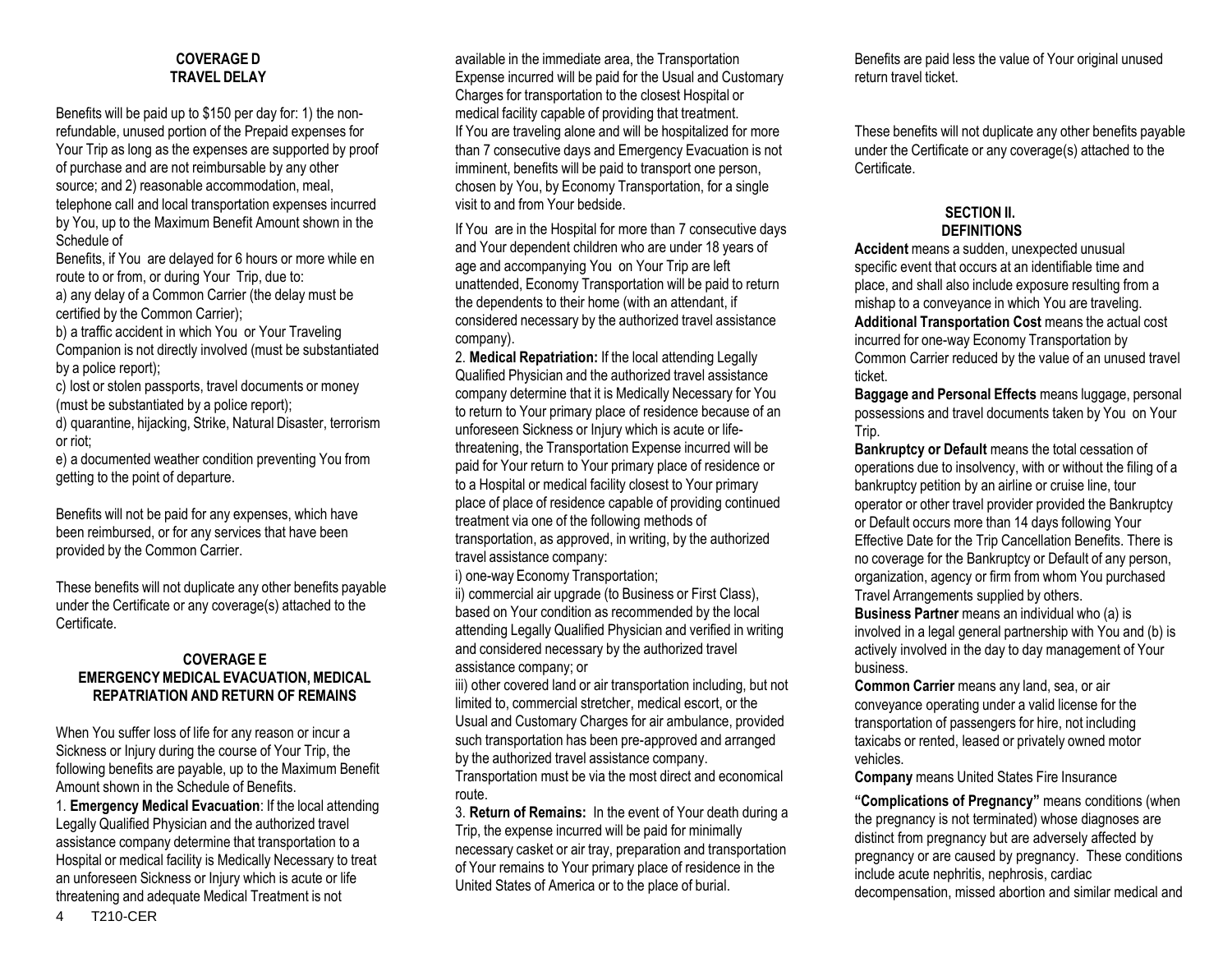## COVERAGE D
## TRAVEL DELAY

Benefits will be paid up to $150 per day for: 1) the non-refundable, unused portion of the Prepaid expenses for Your Trip as long as the expenses are supported by proof of purchase and are not reimbursable by any other source; and 2) reasonable accommodation, meal, telephone call and local transportation expenses incurred by You, up to the Maximum Benefit Amount shown in the Schedule of Benefits, if You are delayed for 6 hours or more while en route to or from, or during Your Trip, due to:

a) any delay of a Common Carrier (the delay must be certified by the Common Carrier);

b) a traffic accident in which You or Your Traveling Companion is not directly involved (must be substantiated by a police report);

c) lost or stolen passports, travel documents or money (must be substantiated by a police report);

d) quarantine, hijacking, Strike, Natural Disaster, terrorism or riot;

e) a documented weather condition preventing You from getting to the point of departure.

Benefits will not be paid for any expenses, which have been reimbursed, or for any services that have been provided by the Common Carrier.

These benefits will not duplicate any other benefits payable under the Certificate or any coverage(s) attached to the Certificate.

## COVERAGE E
## EMERGENCY MEDICAL EVACUATION, MEDICAL REPATRIATION AND RETURN OF REMAINS

When You suffer loss of life for any reason or incur a Sickness or Injury during the course of Your Trip, the following benefits are payable, up to the Maximum Benefit Amount shown in the Schedule of Benefits.

1. **Emergency Medical Evacuation**: If the local attending Legally Qualified Physician and the authorized travel assistance company determine that transportation to a Hospital or medical facility is Medically Necessary to treat an unforeseen Sickness or Injury which is acute or life threatening and adequate Medical Treatment is not available in the immediate area, the Transportation Expense incurred will be paid for the Usual and Customary Charges for transportation to the closest Hospital or medical facility capable of providing that treatment.
If You are traveling alone and will be hospitalized for more than 7 consecutive days and Emergency Evacuation is not imminent, benefits will be paid to transport one person, chosen by You, by Economy Transportation, for a single visit to and from Your bedside.

If You are in the Hospital for more than 7 consecutive days and Your dependent children who are under 18 years of age and accompanying You on Your Trip are left unattended, Economy Transportation will be paid to return the dependents to their home (with an attendant, if considered necessary by the authorized travel assistance company).

2. **Medical Repatriation:** If the local attending Legally Qualified Physician and the authorized travel assistance company determine that it is Medically Necessary for You to return to Your primary place of residence because of an unforeseen Sickness or Injury which is acute or life-threatening, the Transportation Expense incurred will be paid for Your return to Your primary place of residence or to a Hospital or medical facility closest to Your primary place of place of residence capable of providing continued treatment via one of the following methods of transportation, as approved, in writing, by the authorized travel assistance company:

i) one-way Economy Transportation;

ii) commercial air upgrade (to Business or First Class), based on Your condition as recommended by the local attending Legally Qualified Physician and verified in writing and considered necessary by the authorized travel assistance company; or

iii) other covered land or air transportation including, but not limited to, commercial stretcher, medical escort, or the Usual and Customary Charges for air ambulance, provided such transportation has been pre-approved and arranged by the authorized travel assistance company.

Transportation must be via the most direct and economical route.

3. **Return of Remains:** In the event of Your death during a Trip, the expense incurred will be paid for minimally necessary casket or air tray, preparation and transportation of Your remains to Your primary place of residence in the United States of America or to the place of burial.

Benefits are paid less the value of Your original unused return travel ticket.

These benefits will not duplicate any other benefits payable under the Certificate or any coverage(s) attached to the Certificate.

## SECTION II.
## DEFINITIONS

**Accident** means a sudden, unexpected unusual specific event that occurs at an identifiable time and place, and shall also include exposure resulting from a mishap to a conveyance in which You are traveling.

**Additional Transportation Cost** means the actual cost incurred for one-way Economy Transportation by Common Carrier reduced by the value of an unused travel ticket.

**Baggage and Personal Effects** means luggage, personal possessions and travel documents taken by You on Your Trip.

**Bankruptcy or Default** means the total cessation of operations due to insolvency, with or without the filing of a bankruptcy petition by an airline or cruise line, tour operator or other travel provider provided the Bankruptcy or Default occurs more than 14 days following Your Effective Date for the Trip Cancellation Benefits. There is no coverage for the Bankruptcy or Default of any person, organization, agency or firm from whom You purchased Travel Arrangements supplied by others.

**Business Partner** means an individual who (a) is involved in a legal general partnership with You and (b) is actively involved in the day to day management of Your business.

**Common Carrier** means any land, sea, or air conveyance operating under a valid license for the transportation of passengers for hire, not including taxicabs or rented, leased or privately owned motor vehicles.

**Company** means United States Fire Insurance

**"Complications of Pregnancy"** means conditions (when the pregnancy is not terminated) whose diagnoses are distinct from pregnancy but are adversely affected by pregnancy or are caused by pregnancy. These conditions include acute nephritis, nephrosis, cardiac decompensation, missed abortion and similar medical and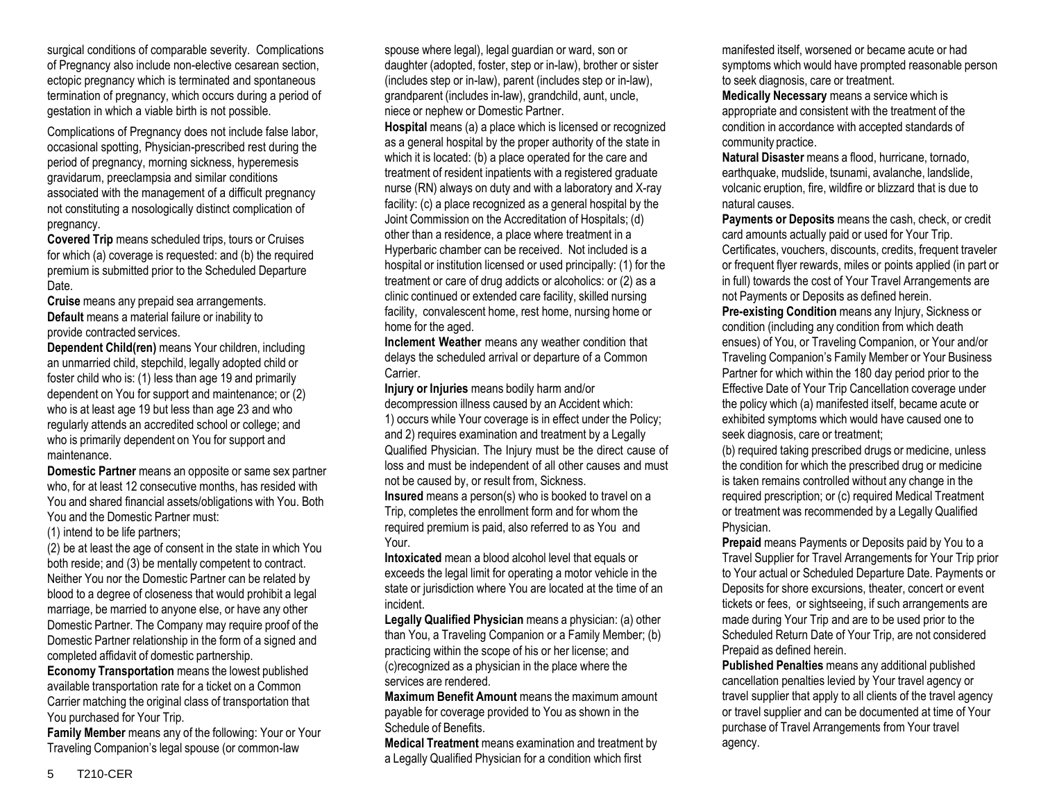surgical conditions of comparable severity. Complications of Pregnancy also include non-elective cesarean section, ectopic pregnancy which is terminated and spontaneous termination of pregnancy, which occurs during a period of gestation in which a viable birth is not possible.

Complications of Pregnancy does not include false labor, occasional spotting, Physician-prescribed rest during the period of pregnancy, morning sickness, hyperemesis gravidarum, preeclampsia and similar conditions associated with the management of a difficult pregnancy not constituting a nosologically distinct complication of pregnancy.

**Covered Trip** means scheduled trips, tours or Cruises for which (a) coverage is requested: and (b) the required premium is submitted prior to the Scheduled Departure Date.

**Cruise** means any prepaid sea arrangements.

**Default** means a material failure or inability to provide contracted services.

**Dependent Child(ren)** means Your children, including an unmarried child, stepchild, legally adopted child or foster child who is: (1) less than age 19 and primarily dependent on You for support and maintenance; or (2) who is at least age 19 but less than age 23 and who regularly attends an accredited school or college; and who is primarily dependent on You for support and maintenance.

**Domestic Partner** means an opposite or same sex partner who, for at least 12 consecutive months, has resided with You and shared financial assets/obligations with You. Both You and the Domestic Partner must:

(1) intend to be life partners;

(2) be at least the age of consent in the state in which You both reside; and (3) be mentally competent to contract. Neither You nor the Domestic Partner can be related by blood to a degree of closeness that would prohibit a legal marriage, be married to anyone else, or have any other Domestic Partner. The Company may require proof of the Domestic Partner relationship in the form of a signed and completed affidavit of domestic partnership.

**Economy Transportation** means the lowest published available transportation rate for a ticket on a Common Carrier matching the original class of transportation that You purchased for Your Trip.

**Family Member** means any of the following: Your or Your Traveling Companion's legal spouse (or common-law spouse where legal), legal guardian or ward, son or daughter (adopted, foster, step or in-law), brother or sister (includes step or in-law), parent (includes step or in-law), grandparent (includes in-law), grandchild, aunt, uncle, niece or nephew or Domestic Partner.

**Hospital** means (a) a place which is licensed or recognized as a general hospital by the proper authority of the state in which it is located: (b) a place operated for the care and treatment of resident inpatients with a registered graduate nurse (RN) always on duty and with a laboratory and X-ray facility: (c) a place recognized as a general hospital by the Joint Commission on the Accreditation of Hospitals; (d) other than a residence, a place where treatment in a Hyperbaric chamber can be received. Not included is a hospital or institution licensed or used principally: (1) for the treatment or care of drug addicts or alcoholics: or (2) as a clinic continued or extended care facility, skilled nursing facility, convalescent home, rest home, nursing home or home for the aged.

**Inclement Weather** means any weather condition that delays the scheduled arrival or departure of a Common Carrier.

**Injury or Injuries** means bodily harm and/or decompression illness caused by an Accident which: 1) occurs while Your coverage is in effect under the Policy; and 2) requires examination and treatment by a Legally Qualified Physician. The Injury must be the direct cause of loss and must be independent of all other causes and must not be caused by, or result from, Sickness.

**Insured** means a person(s) who is booked to travel on a Trip, completes the enrollment form and for whom the required premium is paid, also referred to as You and Your.

**Intoxicated** mean a blood alcohol level that equals or exceeds the legal limit for operating a motor vehicle in the state or jurisdiction where You are located at the time of an incident.

**Legally Qualified Physician** means a physician: (a) other than You, a Traveling Companion or a Family Member; (b) practicing within the scope of his or her license; and (c)recognized as a physician in the place where the services are rendered.

**Maximum Benefit Amount** means the maximum amount payable for coverage provided to You as shown in the Schedule of Benefits.

**Medical Treatment** means examination and treatment by a Legally Qualified Physician for a condition which first manifested itself, worsened or became acute or had symptoms which would have prompted reasonable person to seek diagnosis, care or treatment.

**Medically Necessary** means a service which is appropriate and consistent with the treatment of the condition in accordance with accepted standards of community practice.

**Natural Disaster** means a flood, hurricane, tornado, earthquake, mudslide, tsunami, avalanche, landslide, volcanic eruption, fire, wildfire or blizzard that is due to natural causes.

**Payments or Deposits** means the cash, check, or credit card amounts actually paid or used for Your Trip. Certificates, vouchers, discounts, credits, frequent traveler or frequent flyer rewards, miles or points applied (in part or in full) towards the cost of Your Travel Arrangements are not Payments or Deposits as defined herein.

**Pre-existing Condition** means any Injury, Sickness or condition (including any condition from which death ensues) of You, or Traveling Companion, or Your and/or Traveling Companion's Family Member or Your Business Partner for which within the 180 day period prior to the Effective Date of Your Trip Cancellation coverage under the policy which (a) manifested itself, became acute or exhibited symptoms which would have caused one to seek diagnosis, care or treatment;

(b) required taking prescribed drugs or medicine, unless the condition for which the prescribed drug or medicine is taken remains controlled without any change in the required prescription; or (c) required Medical Treatment or treatment was recommended by a Legally Qualified Physician.

**Prepaid** means Payments or Deposits paid by You to a Travel Supplier for Travel Arrangements for Your Trip prior to Your actual or Scheduled Departure Date. Payments or Deposits for shore excursions, theater, concert or event tickets or fees, or sightseeing, if such arrangements are made during Your Trip and are to be used prior to the Scheduled Return Date of Your Trip, are not considered Prepaid as defined herein.

**Published Penalties** means any additional published cancellation penalties levied by Your travel agency or travel supplier that apply to all clients of the travel agency or travel supplier and can be documented at time of Your purchase of Travel Arrangements from Your travel agency.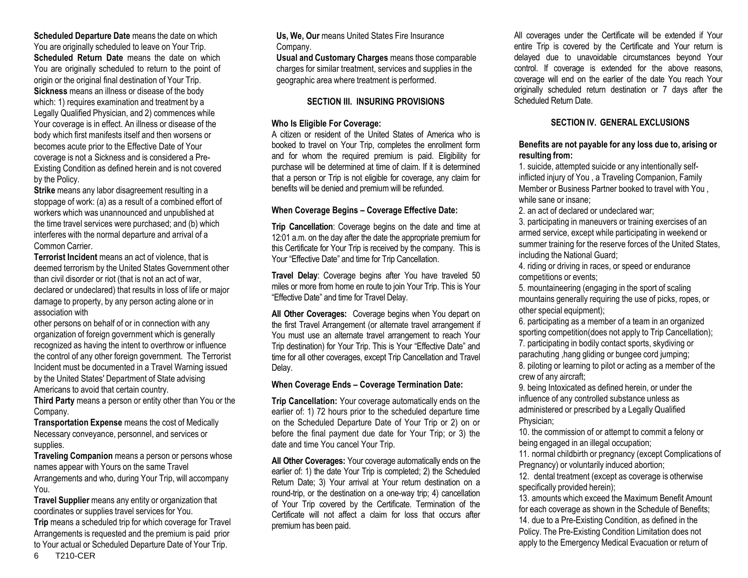**Scheduled Departure Date** means the date on which You are originally scheduled to leave on Your Trip.

**Scheduled Return Date** means the date on which You are originally scheduled to return to the point of origin or the original final destination of Your Trip.

**Sickness** means an illness or disease of the body which: 1) requires examination and treatment by a Legally Qualified Physician, and 2) commences while Your coverage is in effect. An illness or disease of the body which first manifests itself and then worsens or becomes acute prior to the Effective Date of Your coverage is not a Sickness and is considered a Pre-Existing Condition as defined herein and is not covered by the Policy.

**Strike** means any labor disagreement resulting in a stoppage of work: (a) as a result of a combined effort of workers which was unannounced and unpublished at the time travel services were purchased; and (b) which interferes with the normal departure and arrival of a Common Carrier.

**Terrorist Incident** means an act of violence, that is deemed terrorism by the United States Government other than civil disorder or riot (that is not an act of war, declared or undeclared) that results in loss of life or major damage to property, by any person acting alone or in association with other persons on behalf of or in connection with any organization of foreign government which is generally recognized as having the intent to overthrow or influence the control of any other foreign government. The Terrorist Incident must be documented in a Travel Warning issued by the United States' Department of State advising Americans to avoid that certain country.

**Third Party** means a person or entity other than You or the Company.

**Transportation Expense** means the cost of Medically Necessary conveyance, personnel, and services or supplies.

**Traveling Companion** means a person or persons whose names appear with Yours on the same Travel Arrangements and who, during Your Trip, will accompany You.

**Travel Supplier** means any entity or organization that coordinates or supplies travel services for You.

**Trip** means a scheduled trip for which coverage for Travel Arrangements is requested and the premium is paid prior to Your actual or Scheduled Departure Date of Your Trip.

**Us, We, Our** means United States Fire Insurance Company.

**Usual and Customary Charges** means those comparable charges for similar treatment, services and supplies in the geographic area where treatment is performed.

## SECTION III. INSURING PROVISIONS

**Who Is Eligible For Coverage:**

A citizen or resident of the United States of America who is booked to travel on Your Trip, completes the enrollment form and for whom the required premium is paid. Eligibility for purchase will be determined at time of claim. If it is determined that a person or Trip is not eligible for coverage, any claim for benefits will be denied and premium will be refunded.

**When Coverage Begins – Coverage Effective Date:**

**Trip Cancellation**: Coverage begins on the date and time at 12:01 a.m. on the day after the date the appropriate premium for this Certificate for Your Trip is received by the company. This is Your "Effective Date" and time for Trip Cancellation.

**Travel Delay**: Coverage begins after You have traveled 50 miles or more from home en route to join Your Trip. This is Your "Effective Date" and time for Travel Delay.

**All Other Coverages:** Coverage begins when You depart on the first Travel Arrangement (or alternate travel arrangement if You must use an alternate travel arrangement to reach Your Trip destination) for Your Trip. This is Your "Effective Date" and time for all other coverages, except Trip Cancellation and Travel Delay.

**When Coverage Ends – Coverage Termination Date:**

**Trip Cancellation:** Your coverage automatically ends on the earlier of: 1) 72 hours prior to the scheduled departure time on the Scheduled Departure Date of Your Trip or 2) on or before the final payment due date for Your Trip; or 3) the date and time You cancel Your Trip.

**All Other Coverages:** Your coverage automatically ends on the earlier of: 1) the date Your Trip is completed; 2) the Scheduled Return Date; 3) Your arrival at Your return destination on a round-trip, or the destination on a one-way trip; 4) cancellation of Your Trip covered by the Certificate. Termination of the Certificate will not affect a claim for loss that occurs after premium has been paid.

All coverages under the Certificate will be extended if Your entire Trip is covered by the Certificate and Your return is delayed due to unavoidable circumstances beyond Your control. If coverage is extended for the above reasons, coverage will end on the earlier of the date You reach Your originally scheduled return destination or 7 days after the Scheduled Return Date.

## SECTION IV. GENERAL EXCLUSIONS

**Benefits are not payable for any loss due to, arising or resulting from:**

1. suicide, attempted suicide or any intentionally self-inflicted injury of You , a Traveling Companion, Family Member or Business Partner booked to travel with You , while sane or insane;
2. an act of declared or undeclared war;
3. participating in maneuvers or training exercises of an armed service, except while participating in weekend or summer training for the reserve forces of the United States, including the National Guard;
4. riding or driving in races, or speed or endurance competitions or events;
5. mountaineering (engaging in the sport of scaling mountains generally requiring the use of picks, ropes, or other special equipment);
6. participating as a member of a team in an organized sporting competition(does not apply to Trip Cancellation);
7. participating in bodily contact sports, skydiving or parachuting ,hang gliding or bungee cord jumping;
8. piloting or learning to pilot or acting as a member of the crew of any aircraft;
9. being Intoxicated as defined herein, or under the influence of any controlled substance unless as administered or prescribed by a Legally Qualified Physician;
10. the commission of or attempt to commit a felony or being engaged in an illegal occupation;
11. normal childbirth or pregnancy (except Complications of Pregnancy) or voluntarily induced abortion;
12. dental treatment (except as coverage is otherwise specifically provided herein);
13. amounts which exceed the Maximum Benefit Amount for each coverage as shown in the Schedule of Benefits;
14. due to a Pre-Existing Condition, as defined in the Policy. The Pre-Existing Condition Limitation does not apply to the Emergency Medical Evacuation or return of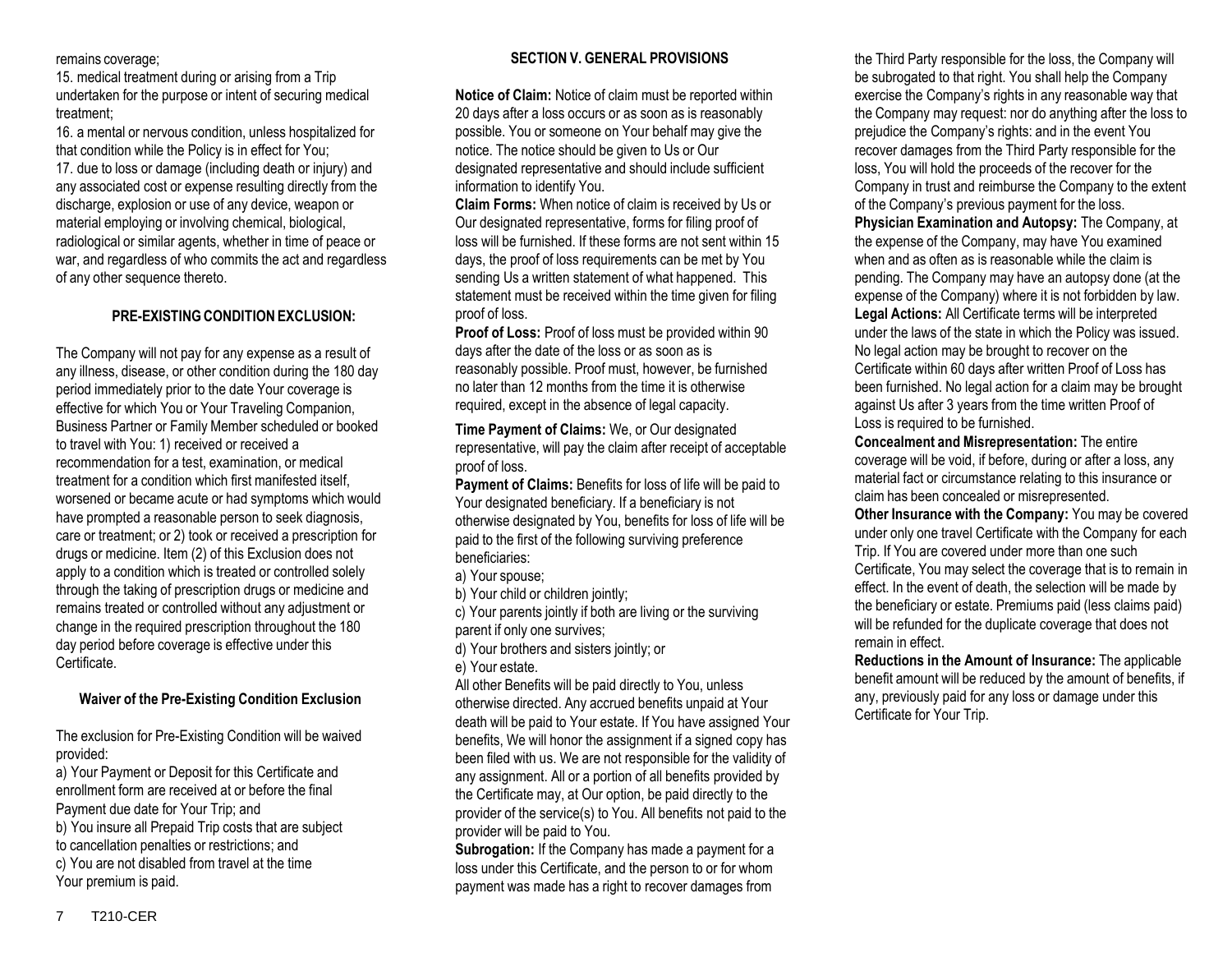remains coverage;

15. medical treatment during or arising from a Trip undertaken for the purpose or intent of securing medical treatment;

16. a mental or nervous condition, unless hospitalized for that condition while the Policy is in effect for You;

17. due to loss or damage (including death or injury) and any associated cost or expense resulting directly from the discharge, explosion or use of any device, weapon or material employing or involving chemical, biological, radiological or similar agents, whether in time of peace or war, and regardless of who commits the act and regardless of any other sequence thereto.

### PRE-EXISTING CONDITION EXCLUSION:

The Company will not pay for any expense as a result of any illness, disease, or other condition during the 180 day period immediately prior to the date Your coverage is effective for which You or Your Traveling Companion, Business Partner or Family Member scheduled or booked to travel with You: 1) received or received a recommendation for a test, examination, or medical treatment for a condition which first manifested itself, worsened or became acute or had symptoms which would have prompted a reasonable person to seek diagnosis, care or treatment; or 2) took or received a prescription for drugs or medicine. Item (2) of this Exclusion does not apply to a condition which is treated or controlled solely through the taking of prescription drugs or medicine and remains treated or controlled without any adjustment or change in the required prescription throughout the 180 day period before coverage is effective under this Certificate.

### Waiver of the Pre-Existing Condition Exclusion

The exclusion for Pre-Existing Condition will be waived provided:

a) Your Payment or Deposit for this Certificate and enrollment form are received at or before the final Payment due date for Your Trip; and

b) You insure all Prepaid Trip costs that are subject to cancellation penalties or restrictions; and

c) You are not disabled from travel at the time Your premium is paid.

## SECTION V. GENERAL PROVISIONS

**Notice of Claim:** Notice of claim must be reported within 20 days after a loss occurs or as soon as is reasonably possible. You or someone on Your behalf may give the notice. The notice should be given to Us or Our designated representative and should include sufficient information to identify You.

**Claim Forms:** When notice of claim is received by Us or Our designated representative, forms for filing proof of loss will be furnished. If these forms are not sent within 15 days, the proof of loss requirements can be met by You sending Us a written statement of what happened. This statement must be received within the time given for filing proof of loss.

**Proof of Loss:** Proof of loss must be provided within 90 days after the date of the loss or as soon as is reasonably possible. Proof must, however, be furnished no later than 12 months from the time it is otherwise required, except in the absence of legal capacity.

**Time Payment of Claims:** We, or Our designated representative, will pay the claim after receipt of acceptable proof of loss.

**Payment of Claims:** Benefits for loss of life will be paid to Your designated beneficiary. If a beneficiary is not otherwise designated by You, benefits for loss of life will be paid to the first of the following surviving preference beneficiaries:

a) Your spouse;

b) Your child or children jointly;

c) Your parents jointly if both are living or the surviving parent if only one survives;

d) Your brothers and sisters jointly; or

e) Your estate.

All other Benefits will be paid directly to You, unless otherwise directed. Any accrued benefits unpaid at Your death will be paid to Your estate. If You have assigned Your benefits, We will honor the assignment if a signed copy has been filed with us. We are not responsible for the validity of any assignment. All or a portion of all benefits provided by the Certificate may, at Our option, be paid directly to the provider of the service(s) to You. All benefits not paid to the provider will be paid to You.

**Subrogation:** If the Company has made a payment for a loss under this Certificate, and the person to or for whom payment was made has a right to recover damages from the Third Party responsible for the loss, the Company will be subrogated to that right. You shall help the Company exercise the Company's rights in any reasonable way that the Company may request: nor do anything after the loss to prejudice the Company's rights: and in the event You recover damages from the Third Party responsible for the loss, You will hold the proceeds of the recover for the Company in trust and reimburse the Company to the extent of the Company's previous payment for the loss.

**Physician Examination and Autopsy:** The Company, at the expense of the Company, may have You examined when and as often as is reasonable while the claim is pending. The Company may have an autopsy done (at the expense of the Company) where it is not forbidden by law.

**Legal Actions:** All Certificate terms will be interpreted under the laws of the state in which the Policy was issued. No legal action may be brought to recover on the Certificate within 60 days after written Proof of Loss has been furnished. No legal action for a claim may be brought against Us after 3 years from the time written Proof of Loss is required to be furnished.

**Concealment and Misrepresentation:** The entire coverage will be void, if before, during or after a loss, any material fact or circumstance relating to this insurance or claim has been concealed or misrepresented.

**Other Insurance with the Company:** You may be covered under only one travel Certificate with the Company for each Trip. If You are covered under more than one such Certificate, You may select the coverage that is to remain in effect. In the event of death, the selection will be made by the beneficiary or estate. Premiums paid (less claims paid) will be refunded for the duplicate coverage that does not remain in effect.

**Reductions in the Amount of Insurance:** The applicable benefit amount will be reduced by the amount of benefits, if any, previously paid for any loss or damage under this Certificate for Your Trip.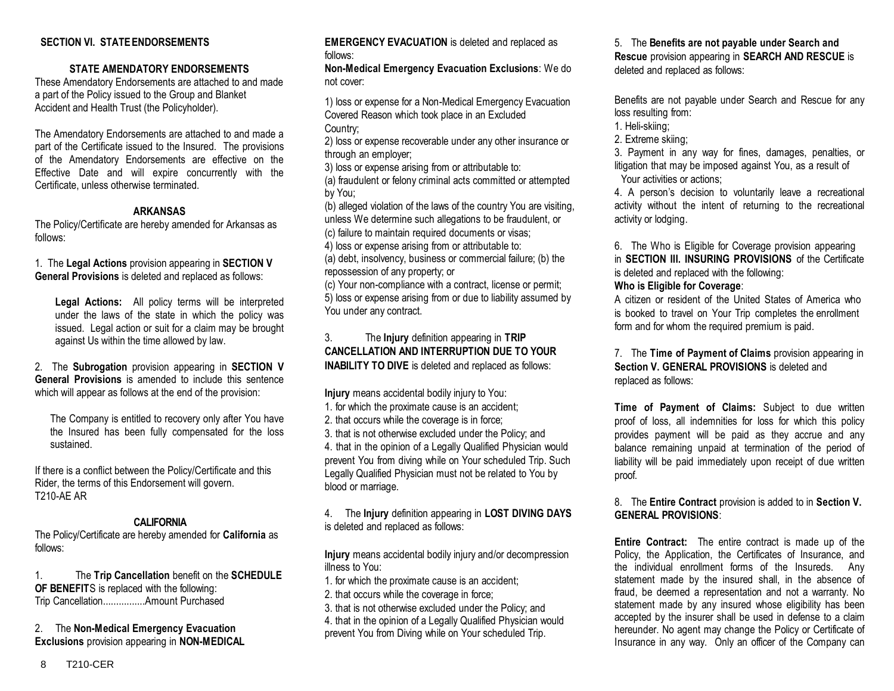## SECTION VI. STATE ENDORSEMENTS

### STATE AMENDATORY ENDORSEMENTS

These Amendatory Endorsements are attached to and made a part of the Policy issued to the Group and Blanket Accident and Health Trust (the Policyholder).

The Amendatory Endorsements are attached to and made a part of the Certificate issued to the Insured. The provisions of the Amendatory Endorsements are effective on the Effective Date and will expire concurrently with the Certificate, unless otherwise terminated.

### ARKANSAS

The Policy/Certificate are hereby amended for Arkansas as follows:

1. The **Legal Actions** provision appearing in **SECTION V General Provisions** is deleted and replaced as follows:

   **Legal Actions:** All policy terms will be interpreted under the laws of the state in which the policy was issued. Legal action or suit for a claim may be brought against Us within the time allowed by law.

2. The **Subrogation** provision appearing in **SECTION V General Provisions** is amended to include this sentence which will appear as follows at the end of the provision:

   The Company is entitled to recovery only after You have the Insured has been fully compensated for the loss sustained.

If there is a conflict between the Policy/Certificate and this Rider, the terms of this Endorsement will govern.
T210-AE AR

### CALIFORNIA

The Policy/Certificate are hereby amended for **California** as follows:

1. The **Trip Cancellation** benefit on the **SCHEDULE OF BENEFIT**S is replaced with the following:
   Trip Cancellation................Amount Purchased

2. The **Non-Medical Emergency Evacuation Exclusions** provision appearing in **NON-MEDICAL EMERGENCY EVACUATION** is deleted and replaced as follows:

**Non-Medical Emergency Evacuation Exclusions**: We do not cover:

1) loss or expense for a Non-Medical Emergency Evacuation Covered Reason which took place in an Excluded Country;
2) loss or expense recoverable under any other insurance or through an employer;
3) loss or expense arising from or attributable to:
(a) fraudulent or felony criminal acts committed or attempted by You;
(b) alleged violation of the laws of the country You are visiting, unless We determine such allegations to be fraudulent, or
(c) failure to maintain required documents or visas;
4) loss or expense arising from or attributable to:
(a) debt, insolvency, business or commercial failure; (b) the repossession of any property; or
(c) Your non-compliance with a contract, license or permit;
5) loss or expense arising from or due to liability assumed by You under any contract.

3. The **Injury** definition appearing in **TRIP CANCELLATION AND INTERRUPTION DUE TO YOUR INABILITY TO DIVE** is deleted and replaced as follows:

**Injury** means accidental bodily injury to You:
1. for which the proximate cause is an accident;
2. that occurs while the coverage is in force;
3. that is not otherwise excluded under the Policy; and
4. that in the opinion of a Legally Qualified Physician would prevent You from diving while on Your scheduled Trip. Such Legally Qualified Physician must not be related to You by blood or marriage.

4. The **Injury** definition appearing in **LOST DIVING DAYS** is deleted and replaced as follows:

**Injury** means accidental bodily injury and/or decompression illness to You:
1. for which the proximate cause is an accident;
2. that occurs while the coverage in force;
3. that is not otherwise excluded under the Policy; and
4. that in the opinion of a Legally Qualified Physician would prevent You from Diving while on Your scheduled Trip.

5. The **Benefits are not payable under Search and Rescue** provision appearing in **SEARCH AND RESCUE** is deleted and replaced as follows:

Benefits are not payable under Search and Rescue for any loss resulting from:
1. Heli-skiing;
2. Extreme skiing;
3. Payment in any way for fines, damages, penalties, or litigation that may be imposed against You, as a result of Your activities or actions;
4. A person's decision to voluntarily leave a recreational activity without the intent of returning to the recreational activity or lodging.

6. The Who is Eligible for Coverage provision appearing in **SECTION III. INSURING PROVISIONS** of the Certificate is deleted and replaced with the following:

**Who is Eligible for Coverage**:
A citizen or resident of the United States of America who is booked to travel on Your Trip completes the enrollment form and for whom the required premium is paid.

7. The **Time of Payment of Claims** provision appearing in **Section V. GENERAL PROVISIONS** is deleted and replaced as follows:

**Time of Payment of Claims:** Subject to due written proof of loss, all indemnities for loss for which this policy provides payment will be paid as they accrue and any balance remaining unpaid at termination of the period of liability will be paid immediately upon receipt of due written proof.

8. The **Entire Contract** provision is added to in **Section V. GENERAL PROVISIONS**:

**Entire Contract:** The entire contract is made up of the Policy, the Application, the Certificates of Insurance, and the individual enrollment forms of the Insureds. Any statement made by the insured shall, in the absence of fraud, be deemed a representation and not a warranty. No statement made by any insured whose eligibility has been accepted by the insurer shall be used in defense to a claim hereunder. No agent may change the Policy or Certificate of Insurance in any way. Only an officer of the Company can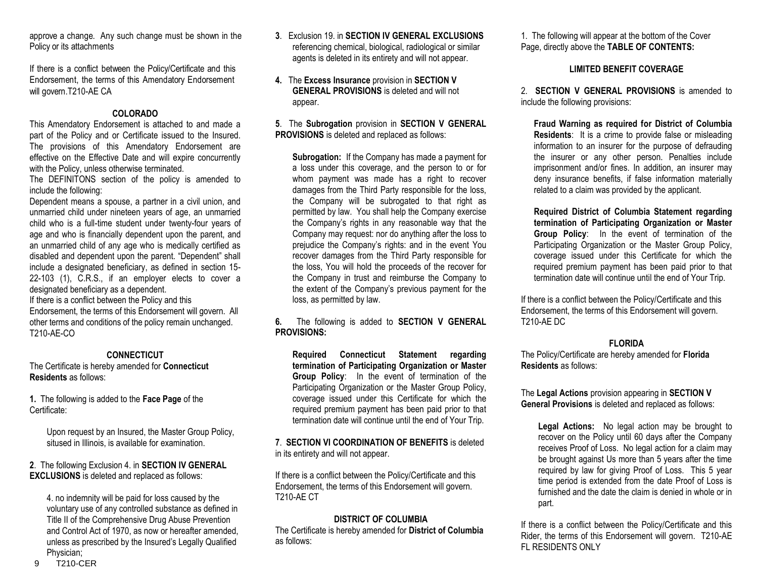approve a change. Any such change must be shown in the Policy or its attachments

If there is a conflict between the Policy/Certificate and this Endorsement, the terms of this Amendatory Endorsement will govern.T210-AE CA

**COLORADO**

This Amendatory Endorsement is attached to and made a part of the Policy and or Certificate issued to the Insured. The provisions of this Amendatory Endorsement are effective on the Effective Date and will expire concurrently with the Policy, unless otherwise terminated.

The DEFINITONS section of the policy is amended to include the following:

Dependent means a spouse, a partner in a civil union, and unmarried child under nineteen years of age, an unmarried child who is a full-time student under twenty-four years of age and who is financially dependent upon the parent, and an unmarried child of any age who is medically certified as disabled and dependent upon the parent. "Dependent" shall include a designated beneficiary, as defined in section 15-22-103 (1), C.R.S., if an employer elects to cover a designated beneficiary as a dependent.

If there is a conflict between the Policy and this Endorsement, the terms of this Endorsement will govern. All other terms and conditions of the policy remain unchanged. T210-AE-CO

**CONNECTICUT**

The Certificate is hereby amended for **Connecticut Residents** as follows:

**1.** The following is added to the **Face Page** of the Certificate:

> Upon request by an Insured, the Master Group Policy, sitused in Illinois, is available for examination.

**2**. The following Exclusion 4. in **SECTION IV GENERAL EXCLUSIONS** is deleted and replaced as follows:

> 4. no indemnity will be paid for loss caused by the voluntary use of any controlled substance as defined in Title II of the Comprehensive Drug Abuse Prevention and Control Act of 1970, as now or hereafter amended, unless as prescribed by the Insured's Legally Qualified Physician;

**3**. Exclusion 19. in **SECTION IV GENERAL EXCLUSIONS** referencing chemical, biological, radiological or similar agents is deleted in its entirety and will not appear.

**4.** The **Excess Insurance** provision in **SECTION V GENERAL PROVISIONS** is deleted and will not appear.

**5**. The **Subrogation** provision in **SECTION V GENERAL PROVISIONS** is deleted and replaced as follows:

> **Subrogation:** If the Company has made a payment for a loss under this coverage, and the person to or for whom payment was made has a right to recover damages from the Third Party responsible for the loss, the Company will be subrogated to that right as permitted by law. You shall help the Company exercise the Company's rights in any reasonable way that the Company may request: nor do anything after the loss to prejudice the Company's rights: and in the event You recover damages from the Third Party responsible for the loss, You will hold the proceeds of the recover for the Company in trust and reimburse the Company to the extent of the Company's previous payment for the loss, as permitted by law.

**6.** The following is added to **SECTION V GENERAL PROVISIONS:**

> **Required Connecticut Statement regarding termination of Participating Organization or Master Group Policy**: In the event of termination of the Participating Organization or the Master Group Policy, coverage issued under this Certificate for which the required premium payment has been paid prior to that termination date will continue until the end of Your Trip.

**7**. **SECTION VI COORDINATION OF BENEFITS** is deleted in its entirety and will not appear.

If there is a conflict between the Policy/Certificate and this Endorsement, the terms of this Endorsement will govern. T210-AE CT

**DISTRICT OF COLUMBIA**

The Certificate is hereby amended for **District of Columbia** as follows:

1. The following will appear at the bottom of the Cover Page, directly above the **TABLE OF CONTENTS:**

**LIMITED BENEFIT COVERAGE**

2. **SECTION V GENERAL PROVISIONS** is amended to include the following provisions:

> **Fraud Warning as required for District of Columbia Residents**: It is a crime to provide false or misleading information to an insurer for the purpose of defrauding the insurer or any other person. Penalties include imprisonment and/or fines. In addition, an insurer may deny insurance benefits, if false information materially related to a claim was provided by the applicant.
>
> **Required District of Columbia Statement regarding termination of Participating Organization or Master Group Policy**: In the event of termination of the Participating Organization or the Master Group Policy, coverage issued under this Certificate for which the required premium payment has been paid prior to that termination date will continue until the end of Your Trip.

If there is a conflict between the Policy/Certificate and this Endorsement, the terms of this Endorsement will govern. T210-AE DC

**FLORIDA**

The Policy/Certificate are hereby amended for **Florida Residents** as follows:

The **Legal Actions** provision appearing in **SECTION V General Provisions** is deleted and replaced as follows:

> **Legal Actions:** No legal action may be brought to recover on the Policy until 60 days after the Company receives Proof of Loss. No legal action for a claim may be brought against Us more than 5 years after the time required by law for giving Proof of Loss. This 5 year time period is extended from the date Proof of Loss is furnished and the date the claim is denied in whole or in part.

If there is a conflict between the Policy/Certificate and this Rider, the terms of this Endorsement will govern. T210-AE FL RESIDENTS ONLY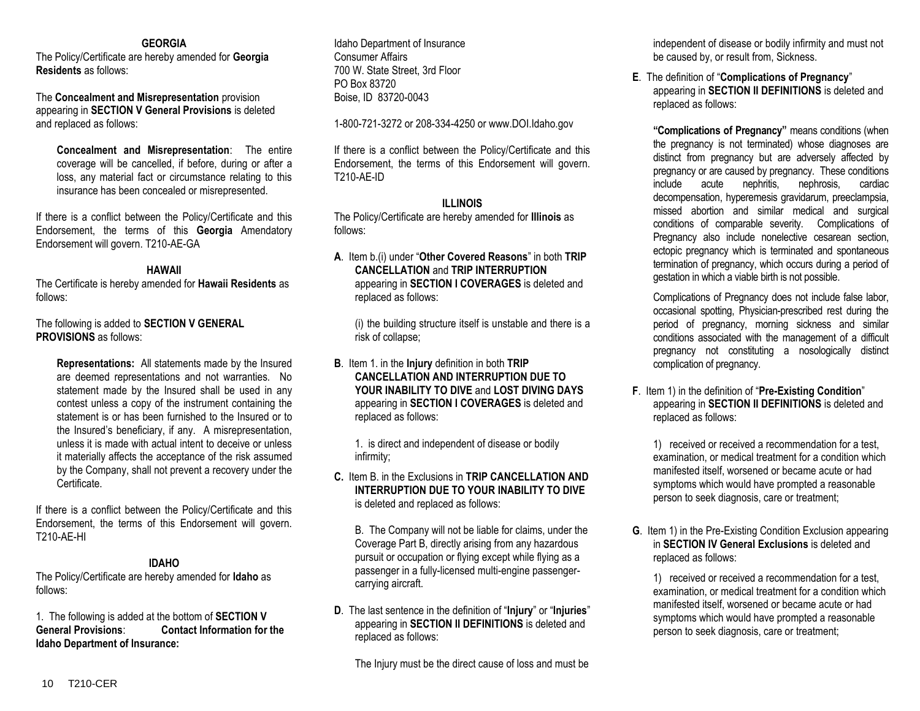## GEORGIA

The Policy/Certificate are hereby amended for **Georgia Residents** as follows:

The **Concealment and Misrepresentation** provision appearing in **SECTION V General Provisions** is deleted and replaced as follows:

> **Concealment and Misrepresentation**: The entire coverage will be cancelled, if before, during or after a loss, any material fact or circumstance relating to this insurance has been concealed or misrepresented.

If there is a conflict between the Policy/Certificate and this Endorsement, the terms of this **Georgia** Amendatory Endorsement will govern. T210-AE-GA

## HAWAII

The Certificate is hereby amended for **Hawaii Residents** as follows:

The following is added to **SECTION V GENERAL PROVISIONS** as follows:

> **Representations:** All statements made by the Insured are deemed representations and not warranties. No statement made by the Insured shall be used in any contest unless a copy of the instrument containing the statement is or has been furnished to the Insured or to the Insured's beneficiary, if any. A misrepresentation, unless it is made with actual intent to deceive or unless it materially affects the acceptance of the risk assumed by the Company, shall not prevent a recovery under the Certificate.

If there is a conflict between the Policy/Certificate and this Endorsement, the terms of this Endorsement will govern. T210-AE-HI

## IDAHO

The Policy/Certificate are hereby amended for **Idaho** as follows:

1. The following is added at the bottom of **SECTION V General Provisions**: **Contact Information for the Idaho Department of Insurance:**

Idaho Department of Insurance
Consumer Affairs
700 W. State Street, 3rd Floor
PO Box 83720
Boise, ID 83720-0043

1-800-721-3272 or 208-334-4250 or www.DOI.Idaho.gov

If there is a conflict between the Policy/Certificate and this Endorsement, the terms of this Endorsement will govern. T210-AE-ID

## ILLINOIS

The Policy/Certificate are hereby amended for **Illinois** as follows:

**A**. Item b.(i) under "**Other Covered Reasons**" in both **TRIP CANCELLATION** and **TRIP INTERRUPTION** appearing in **SECTION I COVERAGES** is deleted and replaced as follows:

> (i) the building structure itself is unstable and there is a risk of collapse;

**B**. Item 1. in the **Injury** definition in both **TRIP CANCELLATION AND INTERRUPTION DUE TO YOUR INABILITY TO DIVE** and **LOST DIVING DAYS** appearing in **SECTION I COVERAGES** is deleted and replaced as follows:

> 1. is direct and independent of disease or bodily infirmity;

**C.** Item B. in the Exclusions in **TRIP CANCELLATION AND INTERRUPTION DUE TO YOUR INABILITY TO DIVE** is deleted and replaced as follows:

> B. The Company will not be liable for claims, under the Coverage Part B, directly arising from any hazardous pursuit or occupation or flying except while flying as a passenger in a fully-licensed multi-engine passenger-carrying aircraft.

**D**. The last sentence in the definition of "**Injury**" or "**Injuries**" appearing in **SECTION II DEFINITIONS** is deleted and replaced as follows:

> The Injury must be the direct cause of loss and must be independent of disease or bodily infirmity and must not be caused by, or result from, Sickness.

**E**. The definition of "**Complications of Pregnancy**" appearing in **SECTION II DEFINITIONS** is deleted and replaced as follows:

> **"Complications of Pregnancy"** means conditions (when the pregnancy is not terminated) whose diagnoses are distinct from pregnancy but are adversely affected by pregnancy or are caused by pregnancy. These conditions include acute nephritis, nephrosis, cardiac decompensation, hyperemesis gravidarum, preeclampsia, missed abortion and similar medical and surgical conditions of comparable severity. Complications of Pregnancy also include nonelective cesarean section, ectopic pregnancy which is terminated and spontaneous termination of pregnancy, which occurs during a period of gestation in which a viable birth is not possible.
>
> Complications of Pregnancy does not include false labor, occasional spotting, Physician-prescribed rest during the period of pregnancy, morning sickness and similar conditions associated with the management of a difficult pregnancy not constituting a nosologically distinct complication of pregnancy.

**F**. Item 1) in the definition of "**Pre-Existing Condition**" appearing in **SECTION II DEFINITIONS** is deleted and replaced as follows:

> 1) received or received a recommendation for a test, examination, or medical treatment for a condition which manifested itself, worsened or became acute or had symptoms which would have prompted a reasonable person to seek diagnosis, care or treatment;

**G**. Item 1) in the Pre-Existing Condition Exclusion appearing in **SECTION IV General Exclusions** is deleted and replaced as follows:

> 1) received or received a recommendation for a test, examination, or medical treatment for a condition which manifested itself, worsened or became acute or had symptoms which would have prompted a reasonable person to seek diagnosis, care or treatment;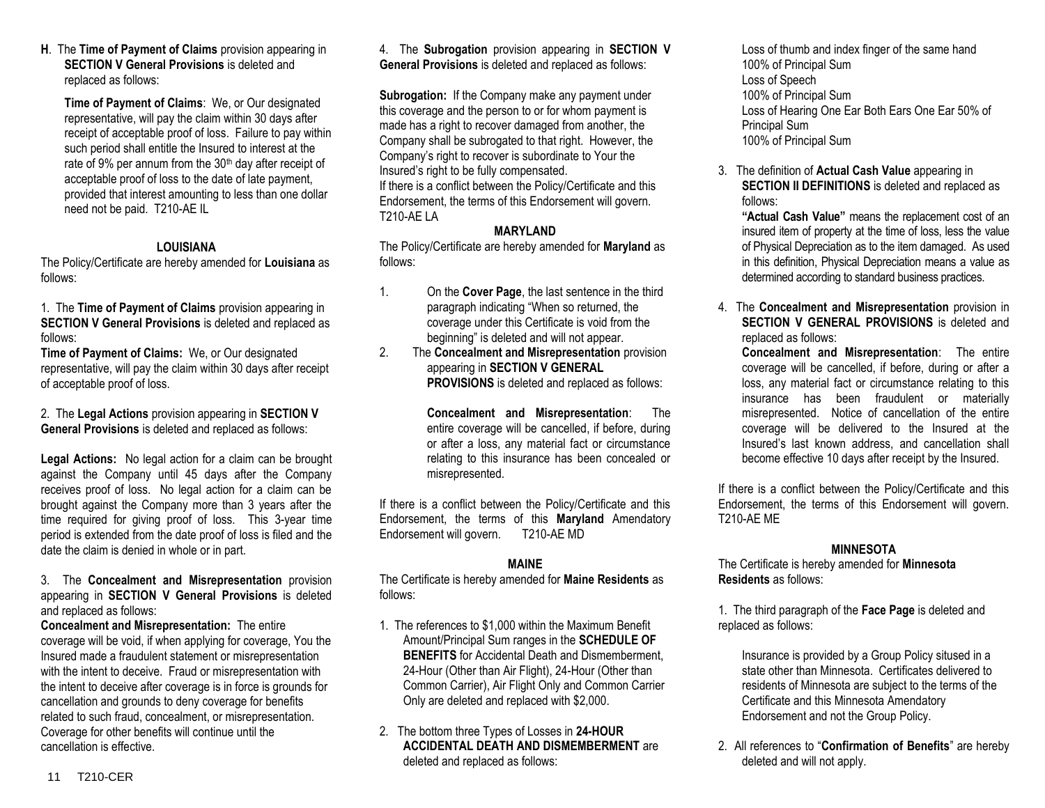**H**. The **Time of Payment of Claims** provision appearing in **SECTION V General Provisions** is deleted and replaced as follows:

**Time of Payment of Claims**: We, or Our designated representative, will pay the claim within 30 days after receipt of acceptable proof of loss. Failure to pay within such period shall entitle the Insured to interest at the rate of 9% per annum from the 30th day after receipt of acceptable proof of loss to the date of late payment, provided that interest amounting to less than one dollar need not be paid. T210-AE IL

## LOUISIANA

The Policy/Certificate are hereby amended for **Louisiana** as follows:

1. The **Time of Payment of Claims** provision appearing in **SECTION V General Provisions** is deleted and replaced as follows:

**Time of Payment of Claims:** We, or Our designated representative, will pay the claim within 30 days after receipt of acceptable proof of loss.

2. The **Legal Actions** provision appearing in **SECTION V General Provisions** is deleted and replaced as follows:

**Legal Actions:** No legal action for a claim can be brought against the Company until 45 days after the Company receives proof of loss. No legal action for a claim can be brought against the Company more than 3 years after the time required for giving proof of loss. This 3-year time period is extended from the date proof of loss is filed and the date the claim is denied in whole or in part.

3. The **Concealment and Misrepresentation** provision appearing in **SECTION V General Provisions** is deleted and replaced as follows:

**Concealment and Misrepresentation:** The entire coverage will be void, if when applying for coverage, You the Insured made a fraudulent statement or misrepresentation with the intent to deceive. Fraud or misrepresentation with the intent to deceive after coverage is in force is grounds for cancellation and grounds to deny coverage for benefits related to such fraud, concealment, or misrepresentation. Coverage for other benefits will continue until the cancellation is effective.

4. The **Subrogation** provision appearing in **SECTION V General Provisions** is deleted and replaced as follows:

**Subrogation:** If the Company make any payment under this coverage and the person to or for whom payment is made has a right to recover damaged from another, the Company shall be subrogated to that right. However, the Company's right to recover is subordinate to Your the Insured's right to be fully compensated.

If there is a conflict between the Policy/Certificate and this Endorsement, the terms of this Endorsement will govern. T210-AE LA

## MARYLAND

The Policy/Certificate are hereby amended for **Maryland** as follows:

1. On the **Cover Page**, the last sentence in the third paragraph indicating "When so returned, the coverage under this Certificate is void from the beginning" is deleted and will not appear.
2. The **Concealment and Misrepresentation** provision appearing in **SECTION V GENERAL PROVISIONS** is deleted and replaced as follows:

   **Concealment and Misrepresentation**: The entire coverage will be cancelled, if before, during or after a loss, any material fact or circumstance relating to this insurance has been concealed or misrepresented.

If there is a conflict between the Policy/Certificate and this Endorsement, the terms of this **Maryland** Amendatory Endorsement will govern. T210-AE MD

## MAINE

The Certificate is hereby amended for **Maine Residents** as follows:

1. The references to $1,000 within the Maximum Benefit Amount/Principal Sum ranges in the **SCHEDULE OF BENEFITS** for Accidental Death and Dismemberment, 24-Hour (Other than Air Flight), 24-Hour (Other than Common Carrier), Air Flight Only and Common Carrier Only are deleted and replaced with $2,000.

2. The bottom three Types of Losses in **24-HOUR ACCIDENTAL DEATH AND DISMEMBERMENT** are deleted and replaced as follows:

   Loss of thumb and index finger of the same hand
   100% of Principal Sum
   Loss of Speech
   100% of Principal Sum
   Loss of Hearing One Ear Both Ears One Ear 50% of Principal Sum
   100% of Principal Sum

3. The definition of **Actual Cash Value** appearing in **SECTION II DEFINITIONS** is deleted and replaced as follows:

   **"Actual Cash Value"** means the replacement cost of an insured item of property at the time of loss, less the value of Physical Depreciation as to the item damaged. As used in this definition, Physical Depreciation means a value as determined according to standard business practices.

4. The **Concealment and Misrepresentation** provision in **SECTION V GENERAL PROVISIONS** is deleted and replaced as follows:

   **Concealment and Misrepresentation**: The entire coverage will be cancelled, if before, during or after a loss, any material fact or circumstance relating to this insurance has been fraudulent or materially misrepresented. Notice of cancellation of the entire coverage will be delivered to the Insured at the Insured's last known address, and cancellation shall become effective 10 days after receipt by the Insured.

If there is a conflict between the Policy/Certificate and this Endorsement, the terms of this Endorsement will govern. T210-AE ME

## MINNESOTA

The Certificate is hereby amended for **Minnesota Residents** as follows:

1. The third paragraph of the **Face Page** is deleted and replaced as follows:

   Insurance is provided by a Group Policy sitused in a state other than Minnesota. Certificates delivered to residents of Minnesota are subject to the terms of the Certificate and this Minnesota Amendatory Endorsement and not the Group Policy.

2. All references to "**Confirmation of Benefits**" are hereby deleted and will not apply.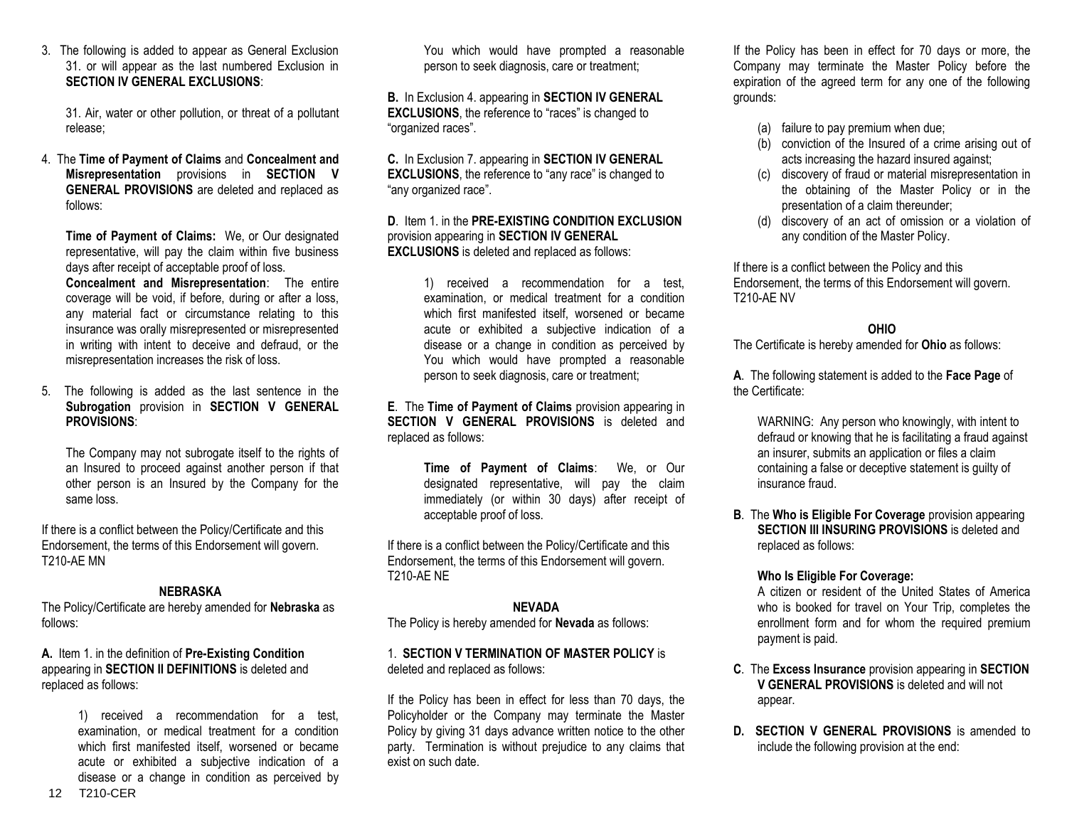3. The following is added to appear as General Exclusion 31. or will appear as the last numbered Exclusion in **SECTION IV GENERAL EXCLUSIONS**:

   31. Air, water or other pollution, or threat of a pollutant release;

4. The **Time of Payment of Claims** and **Concealment and Misrepresentation** provisions in **SECTION V GENERAL PROVISIONS** are deleted and replaced as follows:

   **Time of Payment of Claims:** We, or Our designated representative, will pay the claim within five business days after receipt of acceptable proof of loss.
   **Concealment and Misrepresentation**: The entire coverage will be void, if before, during or after a loss, any material fact or circumstance relating to this insurance was orally misrepresented or misrepresented in writing with intent to deceive and defraud, or the misrepresentation increases the risk of loss.

5. The following is added as the last sentence in the **Subrogation** provision in **SECTION V GENERAL PROVISIONS**:

   The Company may not subrogate itself to the rights of an Insured to proceed against another person if that other person is an Insured by the Company for the same loss.

If there is a conflict between the Policy/Certificate and this Endorsement, the terms of this Endorsement will govern.
T210-AE MN

## NEBRASKA

The Policy/Certificate are hereby amended for **Nebraska** as follows:

**A.** Item 1. in the definition of **Pre-Existing Condition** appearing in **SECTION II DEFINITIONS** is deleted and replaced as follows:

> 1) received a recommendation for a test, examination, or medical treatment for a condition which first manifested itself, worsened or became acute or exhibited a subjective indication of a disease or a change in condition as perceived by You which would have prompted a reasonable person to seek diagnosis, care or treatment;

**B.** In Exclusion 4. appearing in **SECTION IV GENERAL EXCLUSIONS**, the reference to "races" is changed to "organized races".

**C.** In Exclusion 7. appearing in **SECTION IV GENERAL EXCLUSIONS**, the reference to "any race" is changed to "any organized race".

**D**. Item 1. in the **PRE-EXISTING CONDITION EXCLUSION** provision appearing in **SECTION IV GENERAL EXCLUSIONS** is deleted and replaced as follows:

> 1) received a recommendation for a test, examination, or medical treatment for a condition which first manifested itself, worsened or became acute or exhibited a subjective indication of a disease or a change in condition as perceived by You which would have prompted a reasonable person to seek diagnosis, care or treatment;

**E**. The **Time of Payment of Claims** provision appearing in **SECTION V GENERAL PROVISIONS** is deleted and replaced as follows:

> **Time of Payment of Claims**: We, or Our designated representative, will pay the claim immediately (or within 30 days) after receipt of acceptable proof of loss.

If there is a conflict between the Policy/Certificate and this Endorsement, the terms of this Endorsement will govern.
T210-AE NE

## NEVADA

The Policy is hereby amended for **Nevada** as follows:

1. **SECTION V TERMINATION OF MASTER POLICY** is deleted and replaced as follows:

If the Policy has been in effect for less than 70 days, the Policyholder or the Company may terminate the Master Policy by giving 31 days advance written notice to the other party. Termination is without prejudice to any claims that exist on such date.

If the Policy has been in effect for 70 days or more, the Company may terminate the Master Policy before the expiration of the agreed term for any one of the following grounds:

(a) failure to pay premium when due;
(b) conviction of the Insured of a crime arising out of acts increasing the hazard insured against;
(c) discovery of fraud or material misrepresentation in the obtaining of the Master Policy or in the presentation of a claim thereunder;
(d) discovery of an act of omission or a violation of any condition of the Master Policy.

If there is a conflict between the Policy and this Endorsement, the terms of this Endorsement will govern.
T210-AE NV

## OHIO

The Certificate is hereby amended for **Ohio** as follows:

**A**. The following statement is added to the **Face Page** of the Certificate:

> WARNING: Any person who knowingly, with intent to defraud or knowing that he is facilitating a fraud against an insurer, submits an application or files a claim containing a false or deceptive statement is guilty of insurance fraud.

**B**. The **Who is Eligible For Coverage** provision appearing **SECTION III INSURING PROVISIONS** is deleted and replaced as follows:

> **Who Is Eligible For Coverage:**
> A citizen or resident of the United States of America who is booked for travel on Your Trip, completes the enrollment form and for whom the required premium payment is paid.

**C**. The **Excess Insurance** provision appearing in **SECTION V GENERAL PROVISIONS** is deleted and will not appear.

**D. SECTION V GENERAL PROVISIONS** is amended to include the following provision at the end: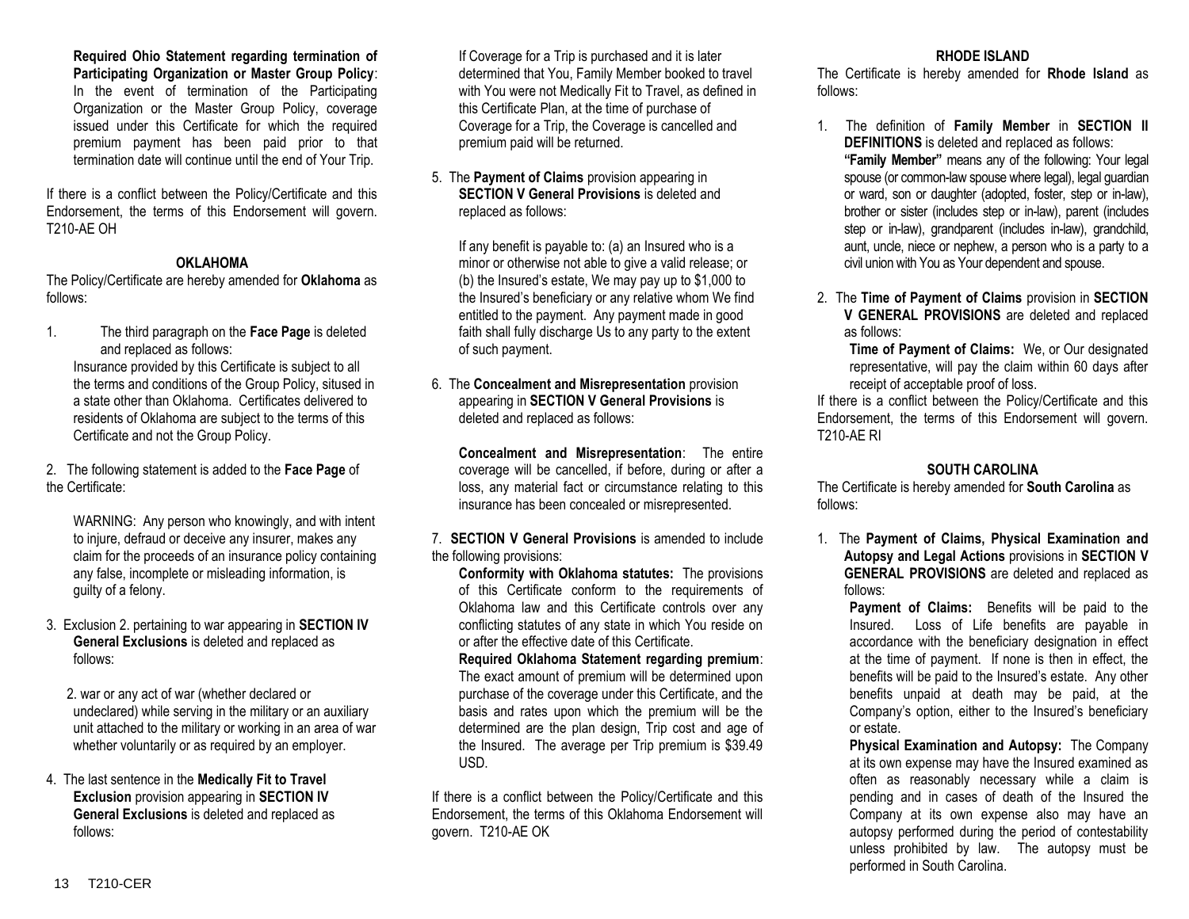**Required Ohio Statement regarding termination of Participating Organization or Master Group Policy**: In the event of termination of the Participating Organization or the Master Group Policy, coverage issued under this Certificate for which the required premium payment has been paid prior to that termination date will continue until the end of Your Trip.

If there is a conflict between the Policy/Certificate and this Endorsement, the terms of this Endorsement will govern. T210-AE OH

**OKLAHOMA**

The Policy/Certificate are hereby amended for **Oklahoma** as follows:

1. The third paragraph on the **Face Page** is deleted and replaced as follows:

   Insurance provided by this Certificate is subject to all the terms and conditions of the Group Policy, sitused in a state other than Oklahoma. Certificates delivered to residents of Oklahoma are subject to the terms of this Certificate and not the Group Policy.

2. The following statement is added to the **Face Page** of the Certificate:

   WARNING: Any person who knowingly, and with intent to injure, defraud or deceive any insurer, makes any claim for the proceeds of an insurance policy containing any false, incomplete or misleading information, is guilty of a felony.

3. Exclusion 2. pertaining to war appearing in **SECTION IV General Exclusions** is deleted and replaced as follows:

   2. war or any act of war (whether declared or undeclared) while serving in the military or an auxiliary unit attached to the military or working in an area of war whether voluntarily or as required by an employer.

4. The last sentence in the **Medically Fit to Travel Exclusion** provision appearing in **SECTION IV General Exclusions** is deleted and replaced as follows:

   If Coverage for a Trip is purchased and it is later determined that You, Family Member booked to travel with You were not Medically Fit to Travel, as defined in this Certificate Plan, at the time of purchase of Coverage for a Trip, the Coverage is cancelled and premium paid will be returned.

5. The **Payment of Claims** provision appearing in **SECTION V General Provisions** is deleted and replaced as follows:

   If any benefit is payable to: (a) an Insured who is a minor or otherwise not able to give a valid release; or (b) the Insured's estate, We may pay up to $1,000 to the Insured's beneficiary or any relative whom We find entitled to the payment. Any payment made in good faith shall fully discharge Us to any party to the extent of such payment.

6. The **Concealment and Misrepresentation** provision appearing in **SECTION V General Provisions** is deleted and replaced as follows:

   **Concealment and Misrepresentation**: The entire coverage will be cancelled, if before, during or after a loss, any material fact or circumstance relating to this insurance has been concealed or misrepresented.

7. **SECTION V General Provisions** is amended to include the following provisions:

   **Conformity with Oklahoma statutes:** The provisions of this Certificate conform to the requirements of Oklahoma law and this Certificate controls over any conflicting statutes of any state in which You reside on or after the effective date of this Certificate.

   **Required Oklahoma Statement regarding premium**: The exact amount of premium will be determined upon purchase of the coverage under this Certificate, and the basis and rates upon which the premium will be the determined are the plan design, Trip cost and age of the Insured. The average per Trip premium is $39.49 USD.

If there is a conflict between the Policy/Certificate and this Endorsement, the terms of this Oklahoma Endorsement will govern. T210-AE OK

**RHODE ISLAND**

The Certificate is hereby amended for **Rhode Island** as follows:

1. The definition of **Family Member** in **SECTION II DEFINITIONS** is deleted and replaced as follows:

   **"Family Member"** means any of the following: Your legal spouse (or common-law spouse where legal), legal guardian or ward, son or daughter (adopted, foster, step or in-law), brother or sister (includes step or in-law), parent (includes step or in-law), grandparent (includes in-law), grandchild, aunt, uncle, niece or nephew, a person who is a party to a civil union with You as Your dependent and spouse.

2. The **Time of Payment of Claims** provision in **SECTION V GENERAL PROVISIONS** are deleted and replaced as follows:

   **Time of Payment of Claims:** We, or Our designated representative, will pay the claim within 60 days after receipt of acceptable proof of loss.

If there is a conflict between the Policy/Certificate and this Endorsement, the terms of this Endorsement will govern. T210-AE RI

**SOUTH CAROLINA**

The Certificate is hereby amended for **South Carolina** as follows:

1. The **Payment of Claims, Physical Examination and Autopsy and Legal Actions** provisions in **SECTION V GENERAL PROVISIONS** are deleted and replaced as follows:

   **Payment of Claims:** Benefits will be paid to the Insured. Loss of Life benefits are payable in accordance with the beneficiary designation in effect at the time of payment. If none is then in effect, the benefits will be paid to the Insured's estate. Any other benefits unpaid at death may be paid, at the Company's option, either to the Insured's beneficiary or estate.

   **Physical Examination and Autopsy:** The Company at its own expense may have the Insured examined as often as reasonably necessary while a claim is pending and in cases of death of the Insured the Company at its own expense also may have an autopsy performed during the period of contestability unless prohibited by law. The autopsy must be performed in South Carolina.

T210-CER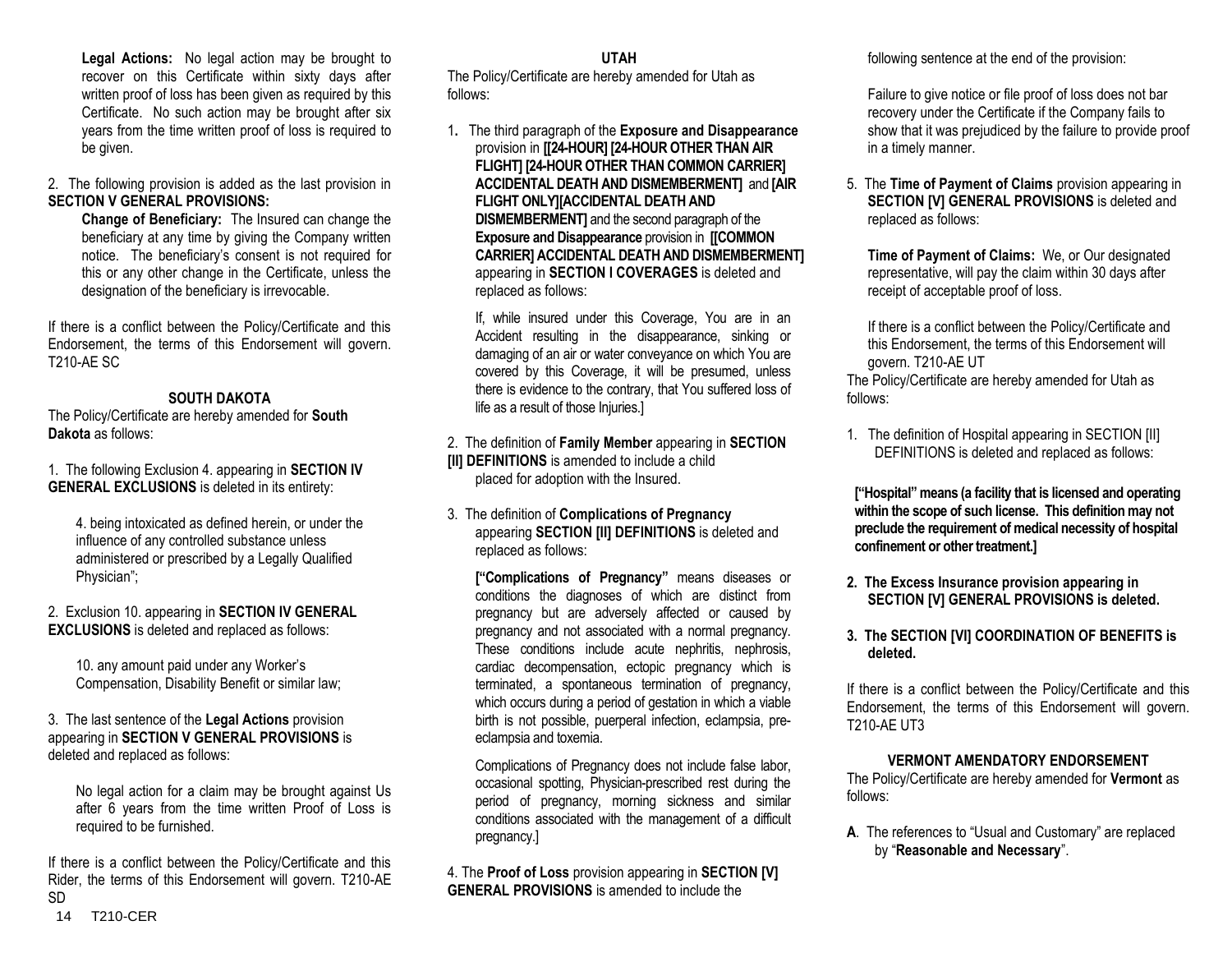**Legal Actions:** No legal action may be brought to recover on this Certificate within sixty days after written proof of loss has been given as required by this Certificate. No such action may be brought after six years from the time written proof of loss is required to be given.

2. The following provision is added as the last provision in **SECTION V GENERAL PROVISIONS:**

**Change of Beneficiary:** The Insured can change the beneficiary at any time by giving the Company written notice. The beneficiary's consent is not required for this or any other change in the Certificate, unless the designation of the beneficiary is irrevocable.

If there is a conflict between the Policy/Certificate and this Endorsement, the terms of this Endorsement will govern. T210-AE SC

## SOUTH DAKOTA

The Policy/Certificate are hereby amended for **South Dakota** as follows:

1. The following Exclusion 4. appearing in **SECTION IV GENERAL EXCLUSIONS** is deleted in its entirety:

   4. being intoxicated as defined herein, or under the influence of any controlled substance unless administered or prescribed by a Legally Qualified Physician";

2. Exclusion 10. appearing in **SECTION IV GENERAL EXCLUSIONS** is deleted and replaced as follows:

   10. any amount paid under any Worker's Compensation, Disability Benefit or similar law;

3. The last sentence of the **Legal Actions** provision appearing in **SECTION V GENERAL PROVISIONS** is deleted and replaced as follows:

   No legal action for a claim may be brought against Us after 6 years from the time written Proof of Loss is required to be furnished.

If there is a conflict between the Policy/Certificate and this Rider, the terms of this Endorsement will govern. T210-AE SD

## UTAH

The Policy/Certificate are hereby amended for Utah as follows:

1. The third paragraph of the **Exposure and Disappearance** provision in **[[24-HOUR] [24-HOUR OTHER THAN AIR FLIGHT] [24-HOUR OTHER THAN COMMON CARRIER] ACCIDENTAL DEATH AND DISMEMBERMENT]** and **[AIR FLIGHT ONLY][ACCIDENTAL DEATH AND DISMEMBERMENT]** and the second paragraph of the **Exposure and Disappearance** provision in **[[COMMON CARRIER] ACCIDENTAL DEATH AND DISMEMBERMENT]** appearing in **SECTION I COVERAGES** is deleted and replaced as follows:

   If, while insured under this Coverage, You are in an Accident resulting in the disappearance, sinking or damaging of an air or water conveyance on which You are covered by this Coverage, it will be presumed, unless there is evidence to the contrary, that You suffered loss of life as a result of those Injuries.]

2. The definition of **Family Member** appearing in **SECTION [II] DEFINITIONS** is amended to include a child placed for adoption with the Insured.

3. The definition of **Complications of Pregnancy** appearing **SECTION [II] DEFINITIONS** is deleted and replaced as follows:

   **["Complications of Pregnancy"** means diseases or conditions the diagnoses of which are distinct from pregnancy but are adversely affected or caused by pregnancy and not associated with a normal pregnancy. These conditions include acute nephritis, nephrosis, cardiac decompensation, ectopic pregnancy which is terminated, a spontaneous termination of pregnancy, which occurs during a period of gestation in which a viable birth is not possible, puerperal infection, eclampsia, pre-eclampsia and toxemia.

   Complications of Pregnancy does not include false labor, occasional spotting, Physician-prescribed rest during the period of pregnancy, morning sickness and similar conditions associated with the management of a difficult pregnancy.]

4. The **Proof of Loss** provision appearing in **SECTION [V] GENERAL PROVISIONS** is amended to include the following sentence at the end of the provision:

   Failure to give notice or file proof of loss does not bar recovery under the Certificate if the Company fails to show that it was prejudiced by the failure to provide proof in a timely manner.

5. The **Time of Payment of Claims** provision appearing in **SECTION [V] GENERAL PROVISIONS** is deleted and replaced as follows:

   **Time of Payment of Claims:** We, or Our designated representative, will pay the claim within 30 days after receipt of acceptable proof of loss.

   If there is a conflict between the Policy/Certificate and this Endorsement, the terms of this Endorsement will govern. T210-AE UT

The Policy/Certificate are hereby amended for Utah as follows:

1. The definition of Hospital appearing in SECTION [II] DEFINITIONS is deleted and replaced as follows:

   **["Hospital" means (a facility that is licensed and operating within the scope of such license. This definition may not preclude the requirement of medical necessity of hospital confinement or other treatment.]**

2. **The Excess Insurance provision appearing in SECTION [V] GENERAL PROVISIONS is deleted.**

3. **The SECTION [VI] COORDINATION OF BENEFITS is deleted.**

If there is a conflict between the Policy/Certificate and this Endorsement, the terms of this Endorsement will govern. T210-AE UT3

## VERMONT AMENDATORY ENDORSEMENT

The Policy/Certificate are hereby amended for **Vermont** as follows:

**A**. The references to "Usual and Customary" are replaced by "**Reasonable and Necessary**".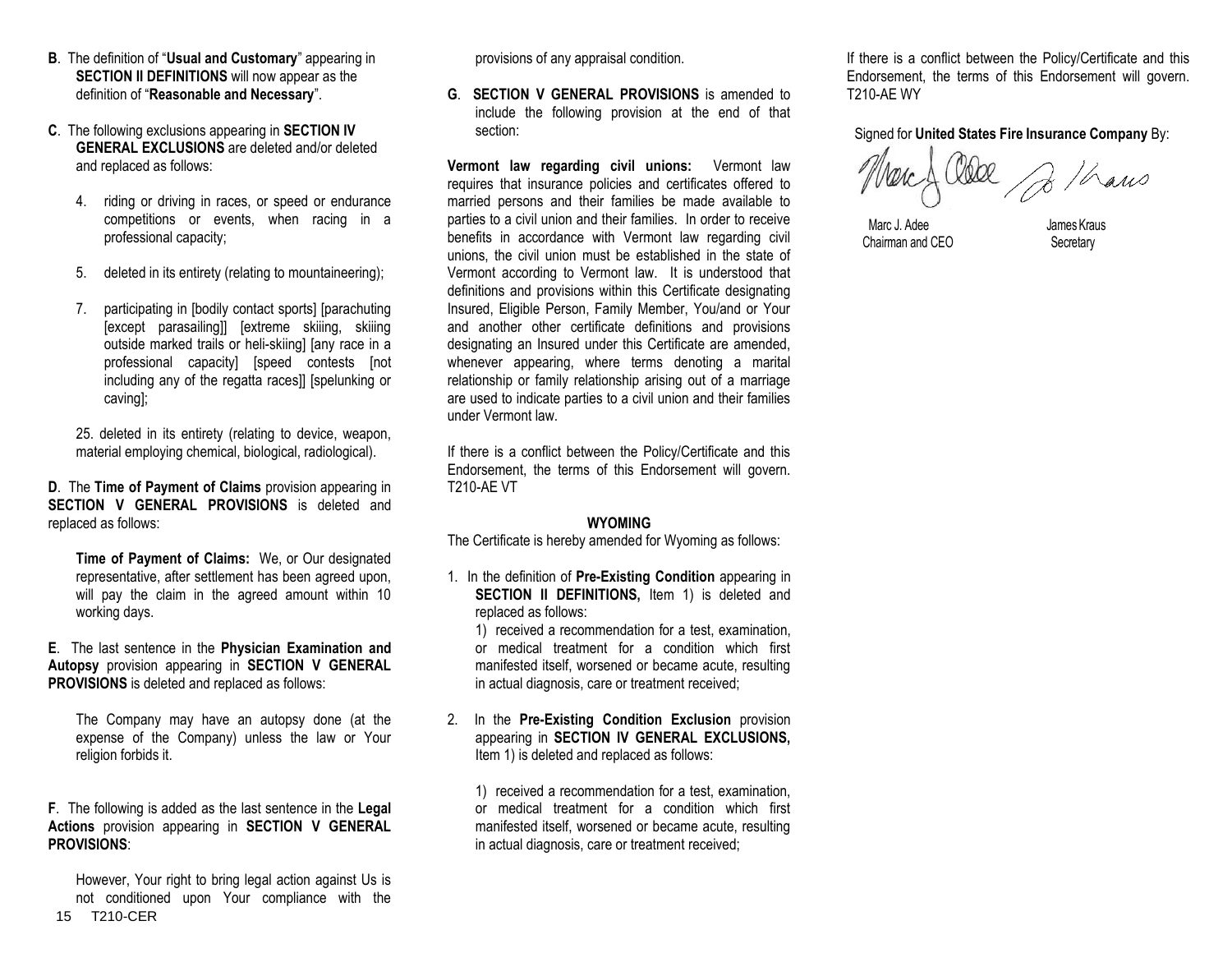**B**. The definition of "**Usual and Customary**" appearing in **SECTION II DEFINITIONS** will now appear as the definition of "**Reasonable and Necessary**".

**C**. The following exclusions appearing in **SECTION IV GENERAL EXCLUSIONS** are deleted and/or deleted and replaced as follows:

4. riding or driving in races, or speed or endurance competitions or events, when racing in a professional capacity;

5. deleted in its entirety (relating to mountaineering);

7. participating in [bodily contact sports] [parachuting [except parasailing]] [extreme skiiing, skiiing outside marked trails or heli-skiing] [any race in a professional capacity] [speed contests [not including any of the regatta races]] [spelunking or caving];

25. deleted in its entirety (relating to device, weapon, material employing chemical, biological, radiological).

**D**. The **Time of Payment of Claims** provision appearing in **SECTION V GENERAL PROVISIONS** is deleted and replaced as follows:

**Time of Payment of Claims:** We, or Our designated representative, after settlement has been agreed upon, will pay the claim in the agreed amount within 10 working days.

**E**. The last sentence in the **Physician Examination and Autopsy** provision appearing in **SECTION V GENERAL PROVISIONS** is deleted and replaced as follows:

The Company may have an autopsy done (at the expense of the Company) unless the law or Your religion forbids it.

**F**. The following is added as the last sentence in the **Legal Actions** provision appearing in **SECTION V GENERAL PROVISIONS**:

However, Your right to bring legal action against Us is not conditioned upon Your compliance with the provisions of any appraisal condition.

**G**. **SECTION V GENERAL PROVISIONS** is amended to include the following provision at the end of that section:

**Vermont law regarding civil unions:** Vermont law requires that insurance policies and certificates offered to married persons and their families be made available to parties to a civil union and their families. In order to receive benefits in accordance with Vermont law regarding civil unions, the civil union must be established in the state of Vermont according to Vermont law. It is understood that definitions and provisions within this Certificate designating Insured, Eligible Person, Family Member, You/and or Your and another other certificate definitions and provisions designating an Insured under this Certificate are amended, whenever appearing, where terms denoting a marital relationship or family relationship arising out of a marriage are used to indicate parties to a civil union and their families under Vermont law.

If there is a conflict between the Policy/Certificate and this Endorsement, the terms of this Endorsement will govern. T210-AE VT

## WYOMING

The Certificate is hereby amended for Wyoming as follows:

1. In the definition of **Pre-Existing Condition** appearing in **SECTION II DEFINITIONS,** Item 1) is deleted and replaced as follows:

   1) received a recommendation for a test, examination, or medical treatment for a condition which first manifested itself, worsened or became acute, resulting in actual diagnosis, care or treatment received;

2. In the **Pre-Existing Condition Exclusion** provision appearing in **SECTION IV GENERAL EXCLUSIONS,** Item 1) is deleted and replaced as follows:

   1) received a recommendation for a test, examination, or medical treatment for a condition which first manifested itself, worsened or became acute, resulting in actual diagnosis, care or treatment received;

If there is a conflict between the Policy/Certificate and this Endorsement, the terms of this Endorsement will govern. T210-AE WY

Signed for **United States Fire Insurance Company** By:

Marc J. Adee
Chairman and CEO

James Kraus
Secretary

T210-CER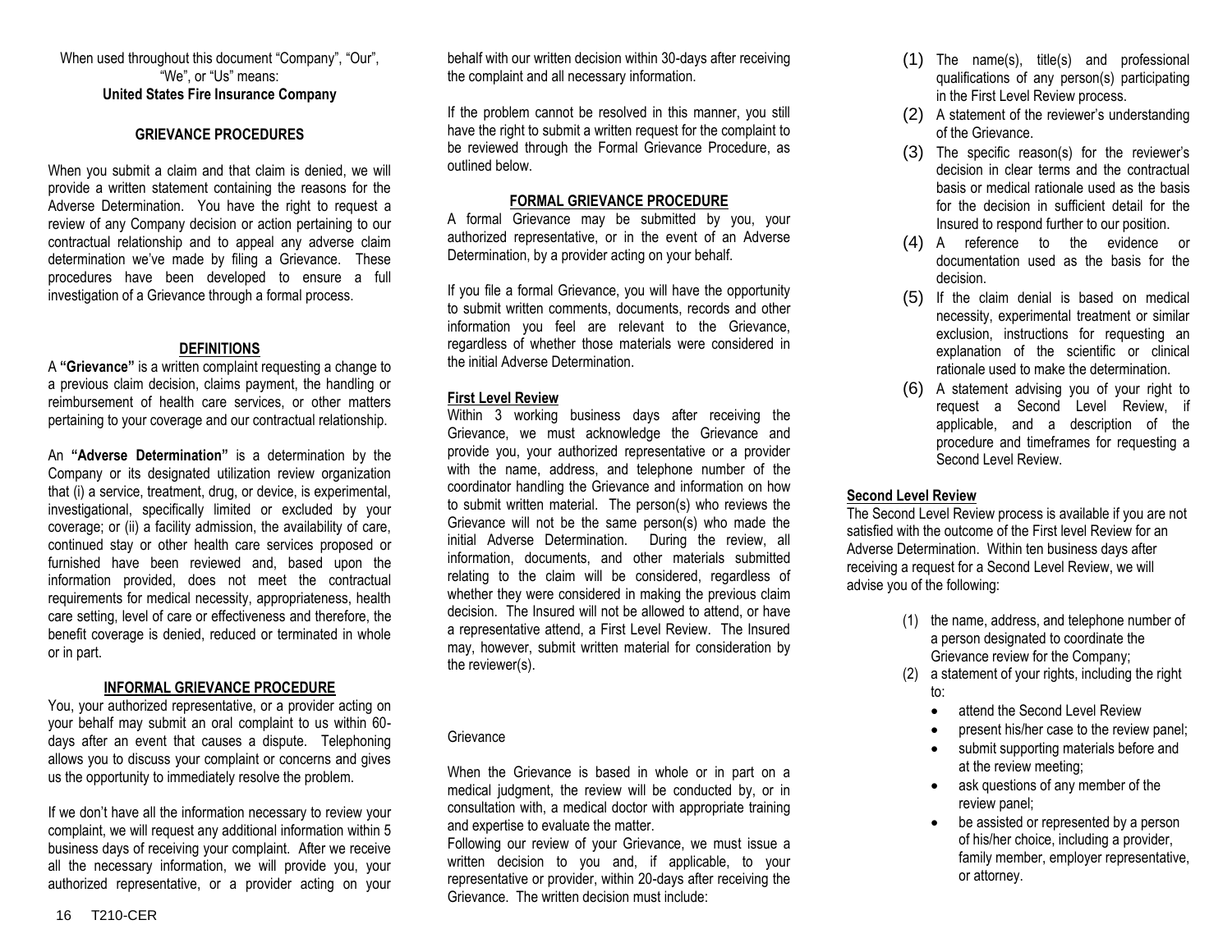When used throughout this document "Company", "Our", "We", or "Us" means:
**United States Fire Insurance Company**

## GRIEVANCE PROCEDURES

When you submit a claim and that claim is denied, we will provide a written statement containing the reasons for the Adverse Determination. You have the right to request a review of any Company decision or action pertaining to our contractual relationship and to appeal any adverse claim determination we've made by filing a Grievance. These procedures have been developed to ensure a full investigation of a Grievance through a formal process.

### DEFINITIONS

A **"Grievance"** is a written complaint requesting a change to a previous claim decision, claims payment, the handling or reimbursement of health care services, or other matters pertaining to your coverage and our contractual relationship.

An **"Adverse Determination"** is a determination by the Company or its designated utilization review organization that (i) a service, treatment, drug, or device, is experimental, investigational, specifically limited or excluded by your coverage; or (ii) a facility admission, the availability of care, continued stay or other health care services proposed or furnished have been reviewed and, based upon the information provided, does not meet the contractual requirements for medical necessity, appropriateness, health care setting, level of care or effectiveness and therefore, the benefit coverage is denied, reduced or terminated in whole or in part.

### INFORMAL GRIEVANCE PROCEDURE

You, your authorized representative, or a provider acting on your behalf may submit an oral complaint to us within 60-days after an event that causes a dispute. Telephoning allows you to discuss your complaint or concerns and gives us the opportunity to immediately resolve the problem.

If we don't have all the information necessary to review your complaint, we will request any additional information within 5 business days of receiving your complaint. After we receive all the necessary information, we will provide you, your authorized representative, or a provider acting on your behalf with our written decision within 30-days after receiving the complaint and all necessary information.

If the problem cannot be resolved in this manner, you still have the right to submit a written request for the complaint to be reviewed through the Formal Grievance Procedure, as outlined below.

### FORMAL GRIEVANCE PROCEDURE

A formal Grievance may be submitted by you, your authorized representative, or in the event of an Adverse Determination, by a provider acting on your behalf.

If you file a formal Grievance, you will have the opportunity to submit written comments, documents, records and other information you feel are relevant to the Grievance, regardless of whether those materials were considered in the initial Adverse Determination.

#### First Level Review

Within 3 working business days after receiving the Grievance, we must acknowledge the Grievance and provide you, your authorized representative or a provider with the name, address, and telephone number of the coordinator handling the Grievance and information on how to submit written material. The person(s) who reviews the Grievance will not be the same person(s) who made the initial Adverse Determination. During the review, all information, documents, and other materials submitted relating to the claim will be considered, regardless of whether they were considered in making the previous claim decision. The Insured will not be allowed to attend, or have a representative attend, a First Level Review. The Insured may, however, submit written material for consideration by the reviewer(s).

Grievance

When the Grievance is based in whole or in part on a medical judgment, the review will be conducted by, or in consultation with, a medical doctor with appropriate training and expertise to evaluate the matter.

Following our review of your Grievance, we must issue a written decision to you and, if applicable, to your representative or provider, within 20-days after receiving the Grievance. The written decision must include:

(1) The name(s), title(s) and professional qualifications of any person(s) participating in the First Level Review process.
(2) A statement of the reviewer's understanding of the Grievance.
(3) The specific reason(s) for the reviewer's decision in clear terms and the contractual basis or medical rationale used as the basis for the decision in sufficient detail for the Insured to respond further to our position.
(4) A reference to the evidence or documentation used as the basis for the decision.
(5) If the claim denial is based on medical necessity, experimental treatment or similar exclusion, instructions for requesting an explanation of the scientific or clinical rationale used to make the determination.
(6) A statement advising you of your right to request a Second Level Review, if applicable, and a description of the procedure and timeframes for requesting a Second Level Review.

#### Second Level Review

The Second Level Review process is available if you are not satisfied with the outcome of the First level Review for an Adverse Determination. Within ten business days after receiving a request for a Second Level Review, we will advise you of the following:

(1) the name, address, and telephone number of a person designated to coordinate the Grievance review for the Company;
(2) a statement of your rights, including the right to:
   - attend the Second Level Review
   - present his/her case to the review panel;
   - submit supporting materials before and at the review meeting;
   - ask questions of any member of the review panel;
   - be assisted or represented by a person of his/her choice, including a provider, family member, employer representative, or attorney.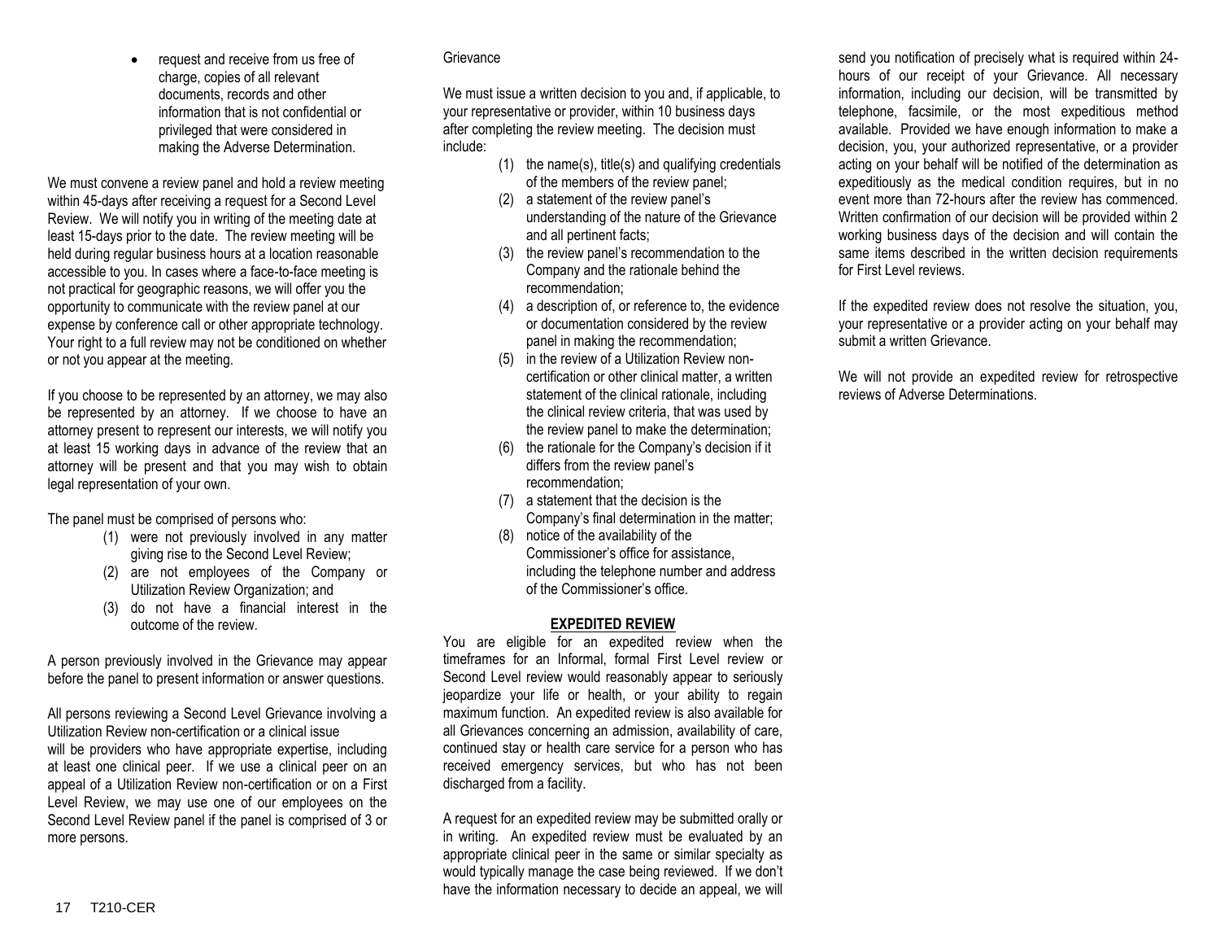- request and receive from us free of charge, copies of all relevant documents, records and other information that is not confidential or privileged that were considered in making the Adverse Determination.

We must convene a review panel and hold a review meeting within 45-days after receiving a request for a Second Level Review. We will notify you in writing of the meeting date at least 15-days prior to the date. The review meeting will be held during regular business hours at a location reasonable accessible to you. In cases where a face-to-face meeting is not practical for geographic reasons, we will offer you the opportunity to communicate with the review panel at our expense by conference call or other appropriate technology. Your right to a full review may not be conditioned on whether or not you appear at the meeting.

If you choose to be represented by an attorney, we may also be represented by an attorney. If we choose to have an attorney present to represent our interests, we will notify you at least 15 working days in advance of the review that an attorney will be present and that you may wish to obtain legal representation of your own.

The panel must be comprised of persons who:

(1) were not previously involved in any matter giving rise to the Second Level Review;
(2) are not employees of the Company or Utilization Review Organization; and
(3) do not have a financial interest in the outcome of the review.

A person previously involved in the Grievance may appear before the panel to present information or answer questions.

All persons reviewing a Second Level Grievance involving a Utilization Review non-certification or a clinical issue will be providers who have appropriate expertise, including at least one clinical peer. If we use a clinical peer on an appeal of a Utilization Review non-certification or on a First Level Review, we may use one of our employees on the Second Level Review panel if the panel is comprised of 3 or more persons.

Grievance

We must issue a written decision to you and, if applicable, to your representative or provider, within 10 business days after completing the review meeting. The decision must include:

(1) the name(s), title(s) and qualifying credentials of the members of the review panel;
(2) a statement of the review panel's understanding of the nature of the Grievance and all pertinent facts;
(3) the review panel's recommendation to the Company and the rationale behind the recommendation;
(4) a description of, or reference to, the evidence or documentation considered by the review panel in making the recommendation;
(5) in the review of a Utilization Review non-certification or other clinical matter, a written statement of the clinical rationale, including the clinical review criteria, that was used by the review panel to make the determination;
(6) the rationale for the Company's decision if it differs from the review panel's recommendation;
(7) a statement that the decision is the Company's final determination in the matter;
(8) notice of the availability of the Commissioner's office for assistance, including the telephone number and address of the Commissioner's office.

**EXPEDITED REVIEW**

You are eligible for an expedited review when the timeframes for an Informal, formal First Level review or Second Level review would reasonably appear to seriously jeopardize your life or health, or your ability to regain maximum function. An expedited review is also available for all Grievances concerning an admission, availability of care, continued stay or health care service for a person who has received emergency services, but who has not been discharged from a facility.

A request for an expedited review may be submitted orally or in writing. An expedited review must be evaluated by an appropriate clinical peer in the same or similar specialty as would typically manage the case being reviewed. If we don't have the information necessary to decide an appeal, we will send you notification of precisely what is required within 24-hours of our receipt of your Grievance. All necessary information, including our decision, will be transmitted by telephone, facsimile, or the most expeditious method available. Provided we have enough information to make a decision, you, your authorized representative, or a provider acting on your behalf will be notified of the determination as expeditiously as the medical condition requires, but in no event more than 72-hours after the review has commenced. Written confirmation of our decision will be provided within 2 working business days of the decision and will contain the same items described in the written decision requirements for First Level reviews.

If the expedited review does not resolve the situation, you, your representative or a provider acting on your behalf may submit a written Grievance.

We will not provide an expedited review for retrospective reviews of Adverse Determinations.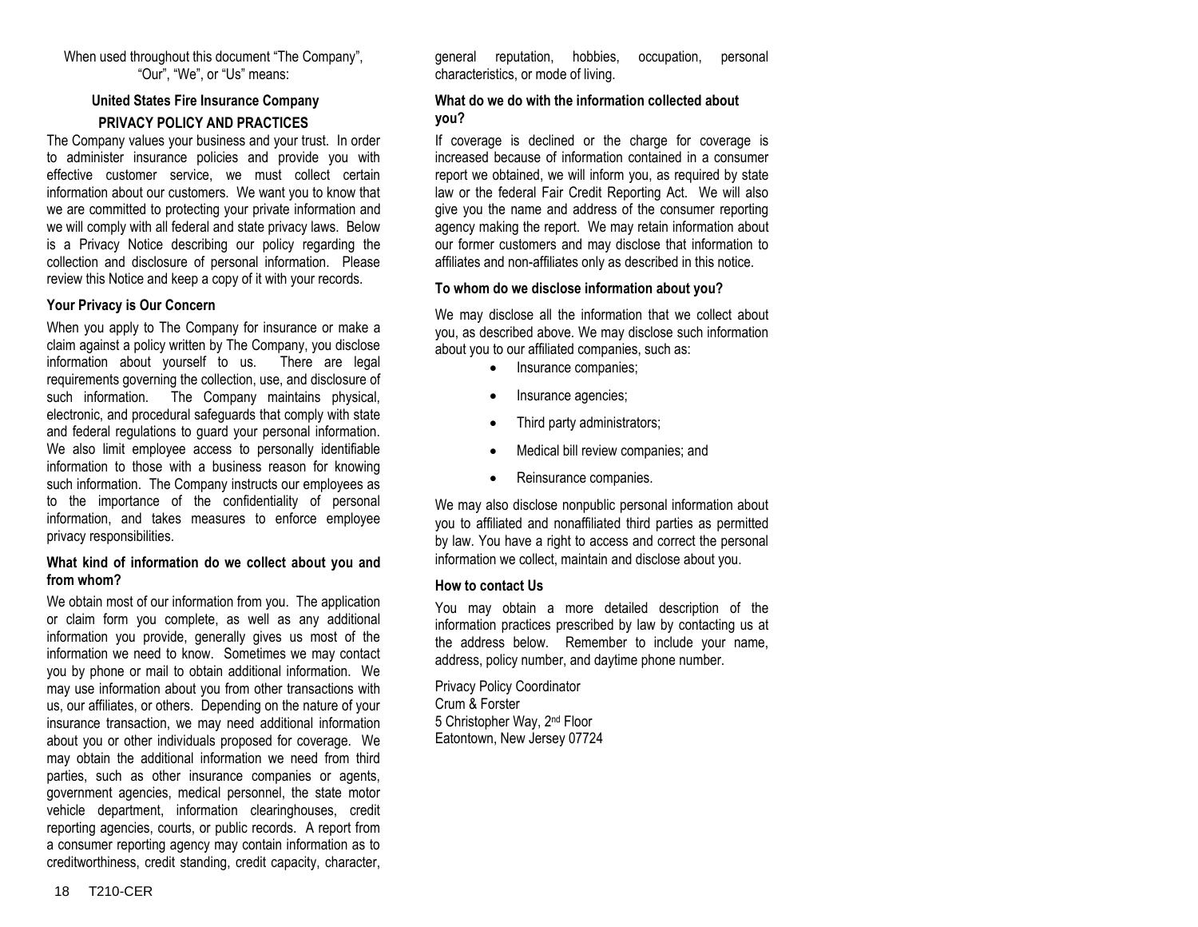When used throughout this document "The Company", "Our", "We", or "Us" means:

**United States Fire Insurance Company**

## PRIVACY POLICY AND PRACTICES

The Company values your business and your trust. In order to administer insurance policies and provide you with effective customer service, we must collect certain information about our customers. We want you to know that we are committed to protecting your private information and we will comply with all federal and state privacy laws. Below is a Privacy Notice describing our policy regarding the collection and disclosure of personal information. Please review this Notice and keep a copy of it with your records.

### Your Privacy is Our Concern

When you apply to The Company for insurance or make a claim against a policy written by The Company, you disclose information about yourself to us. There are legal requirements governing the collection, use, and disclosure of such information. The Company maintains physical, electronic, and procedural safeguards that comply with state and federal regulations to guard your personal information. We also limit employee access to personally identifiable information to those with a business reason for knowing such information. The Company instructs our employees as to the importance of the confidentiality of personal information, and takes measures to enforce employee privacy responsibilities.

### What kind of information do we collect about you and from whom?

We obtain most of our information from you. The application or claim form you complete, as well as any additional information you provide, generally gives us most of the information we need to know. Sometimes we may contact you by phone or mail to obtain additional information. We may use information about you from other transactions with us, our affiliates, or others. Depending on the nature of your insurance transaction, we may need additional information about you or other individuals proposed for coverage. We may obtain the additional information we need from third parties, such as other insurance companies or agents, government agencies, medical personnel, the state motor vehicle department, information clearinghouses, credit reporting agencies, courts, or public records. A report from a consumer reporting agency may contain information as to creditworthiness, credit standing, credit capacity, character, general reputation, hobbies, occupation, personal characteristics, or mode of living.

### What do we do with the information collected about you?

If coverage is declined or the charge for coverage is increased because of information contained in a consumer report we obtained, we will inform you, as required by state law or the federal Fair Credit Reporting Act. We will also give you the name and address of the consumer reporting agency making the report. We may retain information about our former customers and may disclose that information to affiliates and non-affiliates only as described in this notice.

### To whom do we disclose information about you?

We may disclose all the information that we collect about you, as described above. We may disclose such information about you to our affiliated companies, such as:

- Insurance companies;
- Insurance agencies;
- Third party administrators;
- Medical bill review companies; and
- Reinsurance companies.

We may also disclose nonpublic personal information about you to affiliated and nonaffiliated third parties as permitted by law. You have a right to access and correct the personal information we collect, maintain and disclose about you.

### How to contact Us

You may obtain a more detailed description of the information practices prescribed by law by contacting us at the address below. Remember to include your name, address, policy number, and daytime phone number.

Privacy Policy Coordinator
Crum & Forster
5 Christopher Way, 2nd Floor
Eatontown, New Jersey 07724

T210-CER